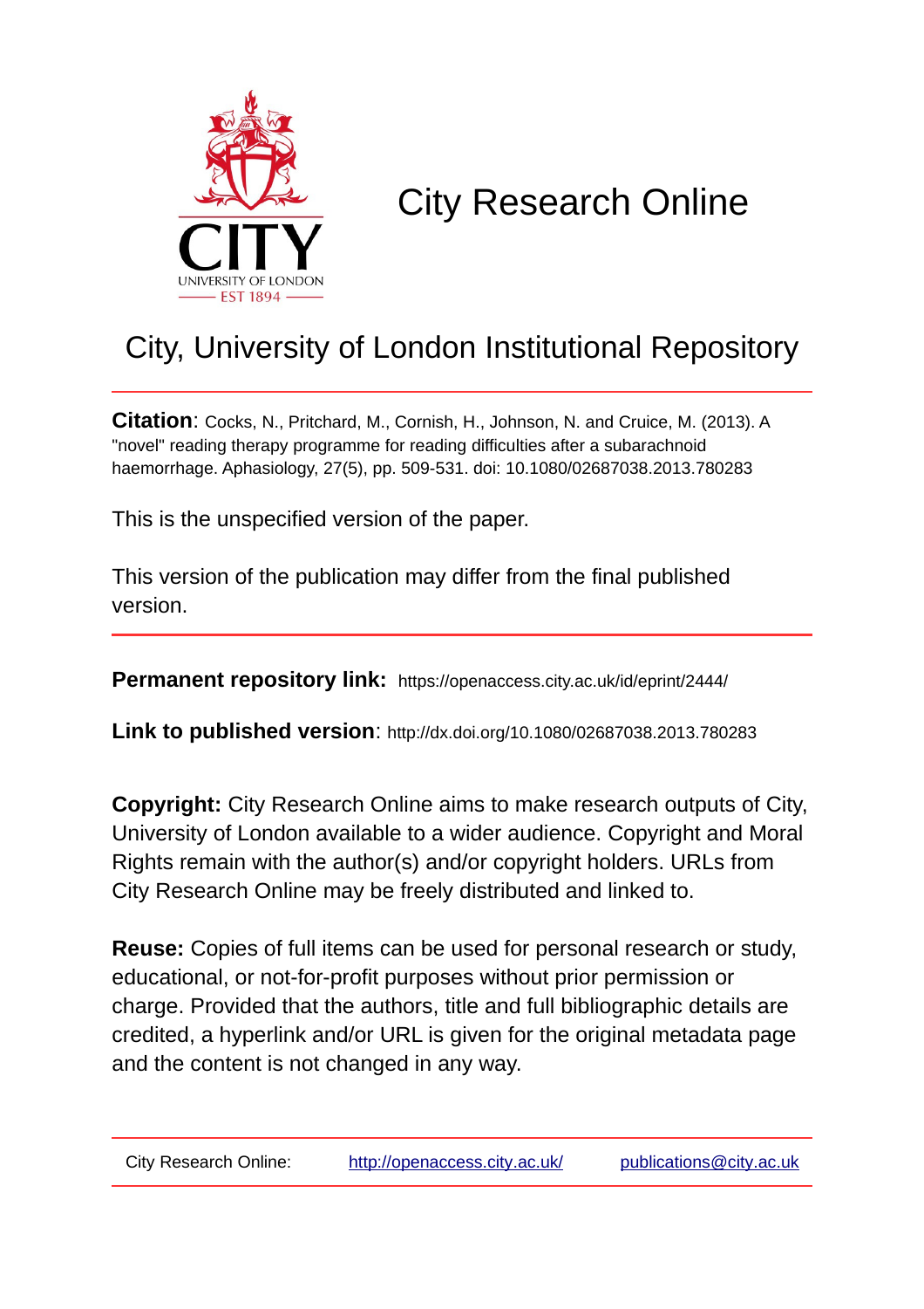# City Research Online

## City, University of London Institutional Repository

**Citation**: Cocks, N., Pritchard, M., Cornish, H., Johnson, N. and Cruice, M. (2013). A "novel" reading therapy programme for reading difficulties after a subarachnoid haemorrhage. Aphasiology, 27(5), pp. 509-531. doi: 10.1080/02687038.2013.780283

This is the unspecified version of the paper.

This version of the publication may differ from the final published version.

---

**Permanent repository link:** https://openaccess.city.ac.uk/id/eprint/2444/

**Link to published version**: http://dx.doi.org/10.1080/02687038.2013.780283

**Copyright:** City Research Online aims to make research outputs of City, University of London available to a wider audience. Copyright and Moral Rights remain with the author(s) and/or copyright holders. URLs from City Research Online may be freely distributed and linked to.

**Reuse:** Copies of full items can be used for personal research or study, educational, or not-for-profit purposes without prior permission or charge. Provided that the authors, title and full bibliographic details are credited, a hyperlink and/or URL is given for the original metadata page and the content is not changed in any way.

---

City Research Online: http://openaccess.city.ac.uk/ publications@city.ac.uk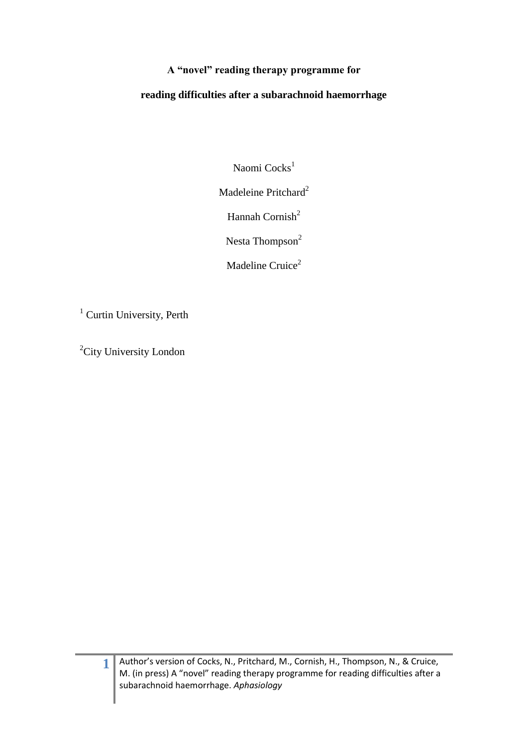**A "novel" reading therapy programme for**

**reading difficulties after a subarachnoid haemorrhage**

Naomi Cocks[1]

Madeleine Pritchard[2]

Hannah Cornish[2]

Nesta Thompson[2]

Madeline Cruice[2]

[1] Curtin University, Perth

[2]City University London

Author's version of Cocks, N., Pritchard, M., Cornish, H., Thompson, N., & Cruice, M. (in press) A "novel" reading therapy programme for reading difficulties after a subarachnoid haemorrhage. *Aphasiology*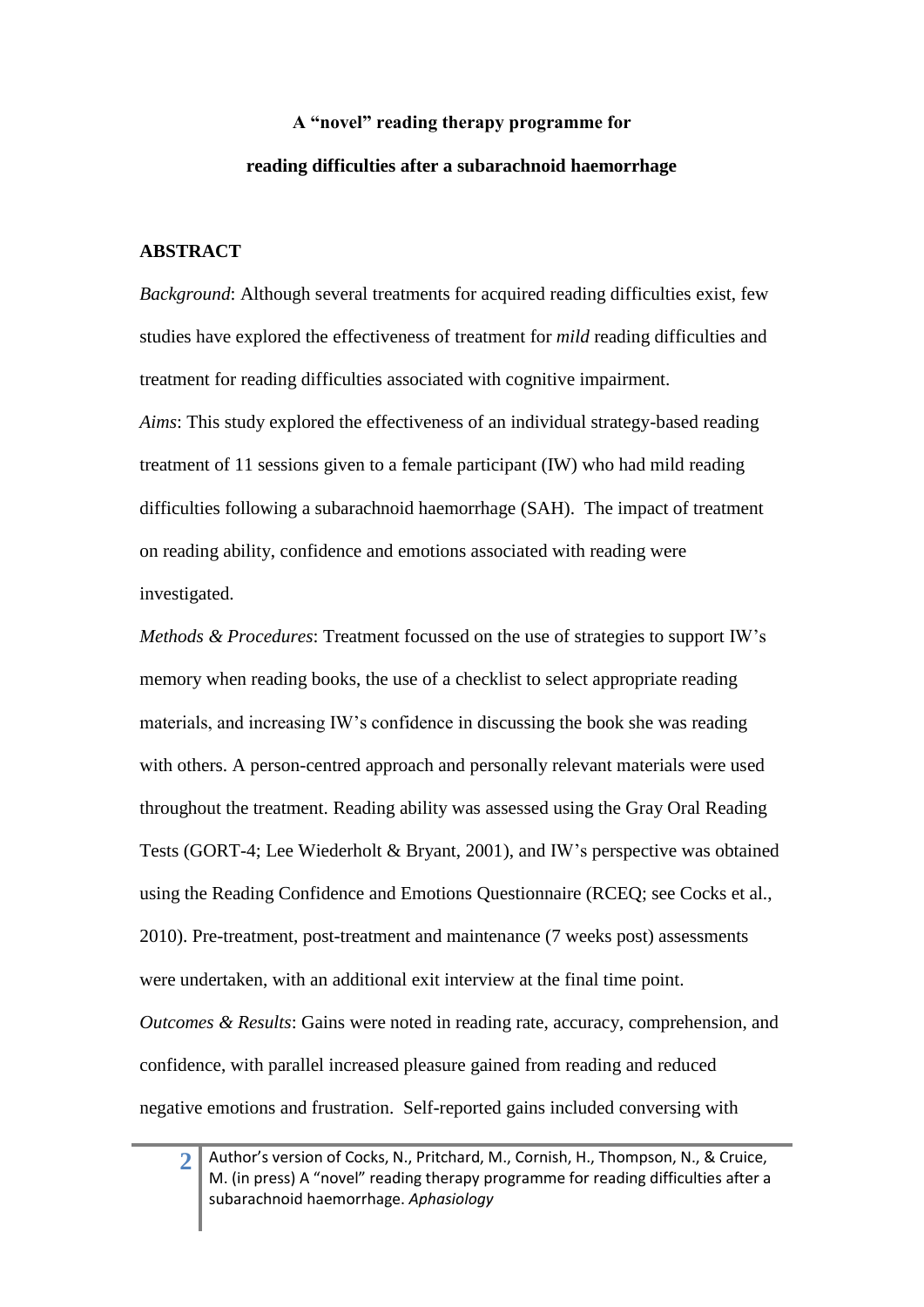**A "novel" reading therapy programme for**

**reading difficulties after a subarachnoid haemorrhage**

## ABSTRACT

*Background*: Although several treatments for acquired reading difficulties exist, few studies have explored the effectiveness of treatment for *mild* reading difficulties and treatment for reading difficulties associated with cognitive impairment.

*Aims*: This study explored the effectiveness of an individual strategy-based reading treatment of 11 sessions given to a female participant (IW) who had mild reading difficulties following a subarachnoid haemorrhage (SAH). The impact of treatment on reading ability, confidence and emotions associated with reading were investigated.

*Methods & Procedures*: Treatment focussed on the use of strategies to support IW's memory when reading books, the use of a checklist to select appropriate reading materials, and increasing IW's confidence in discussing the book she was reading with others. A person-centred approach and personally relevant materials were used throughout the treatment. Reading ability was assessed using the Gray Oral Reading Tests (GORT-4; Lee Wiederholt & Bryant, 2001), and IW's perspective was obtained using the Reading Confidence and Emotions Questionnaire (RCEQ; see Cocks et al., 2010). Pre-treatment, post-treatment and maintenance (7 weeks post) assessments were undertaken, with an additional exit interview at the final time point.

*Outcomes & Results*: Gains were noted in reading rate, accuracy, comprehension, and confidence, with parallel increased pleasure gained from reading and reduced negative emotions and frustration. Self-reported gains included conversing with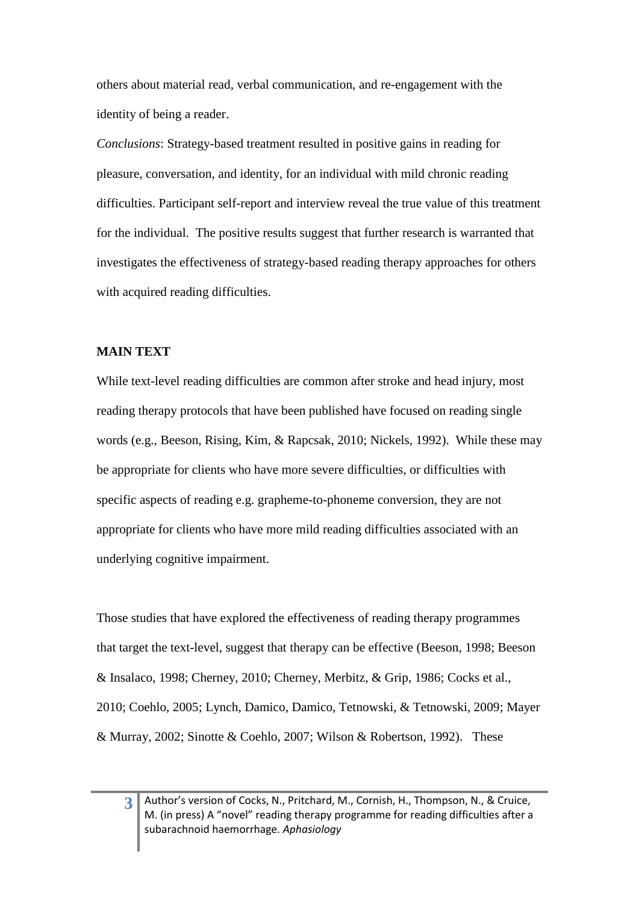others about material read, verbal communication, and re-engagement with the identity of being a reader.

*Conclusions*: Strategy-based treatment resulted in positive gains in reading for pleasure, conversation, and identity, for an individual with mild chronic reading difficulties. Participant self-report and interview reveal the true value of this treatment for the individual. The positive results suggest that further research is warranted that investigates the effectiveness of strategy-based reading therapy approaches for others with acquired reading difficulties.

**MAIN TEXT**

While text-level reading difficulties are common after stroke and head injury, most reading therapy protocols that have been published have focused on reading single words (e.g., Beeson, Rising, Kim, & Rapcsak, 2010; Nickels, 1992). While these may be appropriate for clients who have more severe difficulties, or difficulties with specific aspects of reading e.g. grapheme-to-phoneme conversion, they are not appropriate for clients who have more mild reading difficulties associated with an underlying cognitive impairment.

Those studies that have explored the effectiveness of reading therapy programmes that target the text-level, suggest that therapy can be effective (Beeson, 1998; Beeson & Insalaco, 1998; Cherney, 2010; Cherney, Merbitz, & Grip, 1986; Cocks et al., 2010; Coehlo, 2005; Lynch, Damico, Damico, Tetnowski, & Tetnowski, 2009; Mayer & Murray, 2002; Sinotte & Coehlo, 2007; Wilson & Robertson, 1992). These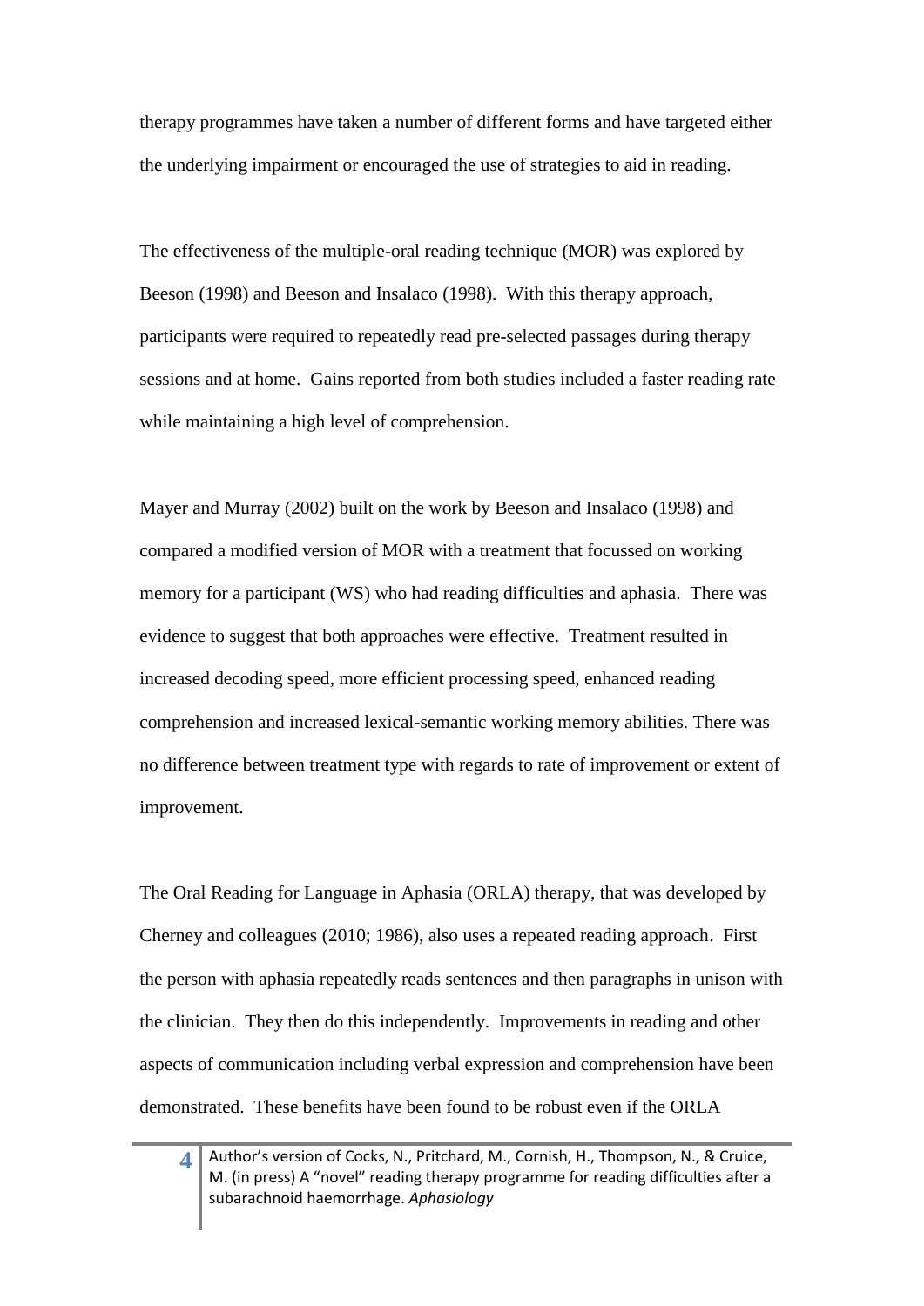therapy programmes have taken a number of different forms and have targeted either the underlying impairment or encouraged the use of strategies to aid in reading.

The effectiveness of the multiple-oral reading technique (MOR) was explored by Beeson (1998) and Beeson and Insalaco (1998). With this therapy approach, participants were required to repeatedly read pre-selected passages during therapy sessions and at home. Gains reported from both studies included a faster reading rate while maintaining a high level of comprehension.

Mayer and Murray (2002) built on the work by Beeson and Insalaco (1998) and compared a modified version of MOR with a treatment that focussed on working memory for a participant (WS) who had reading difficulties and aphasia. There was evidence to suggest that both approaches were effective. Treatment resulted in increased decoding speed, more efficient processing speed, enhanced reading comprehension and increased lexical-semantic working memory abilities. There was no difference between treatment type with regards to rate of improvement or extent of improvement.

The Oral Reading for Language in Aphasia (ORLA) therapy, that was developed by Cherney and colleagues (2010; 1986), also uses a repeated reading approach. First the person with aphasia repeatedly reads sentences and then paragraphs in unison with the clinician. They then do this independently. Improvements in reading and other aspects of communication including verbal expression and comprehension have been demonstrated. These benefits have been found to be robust even if the ORLA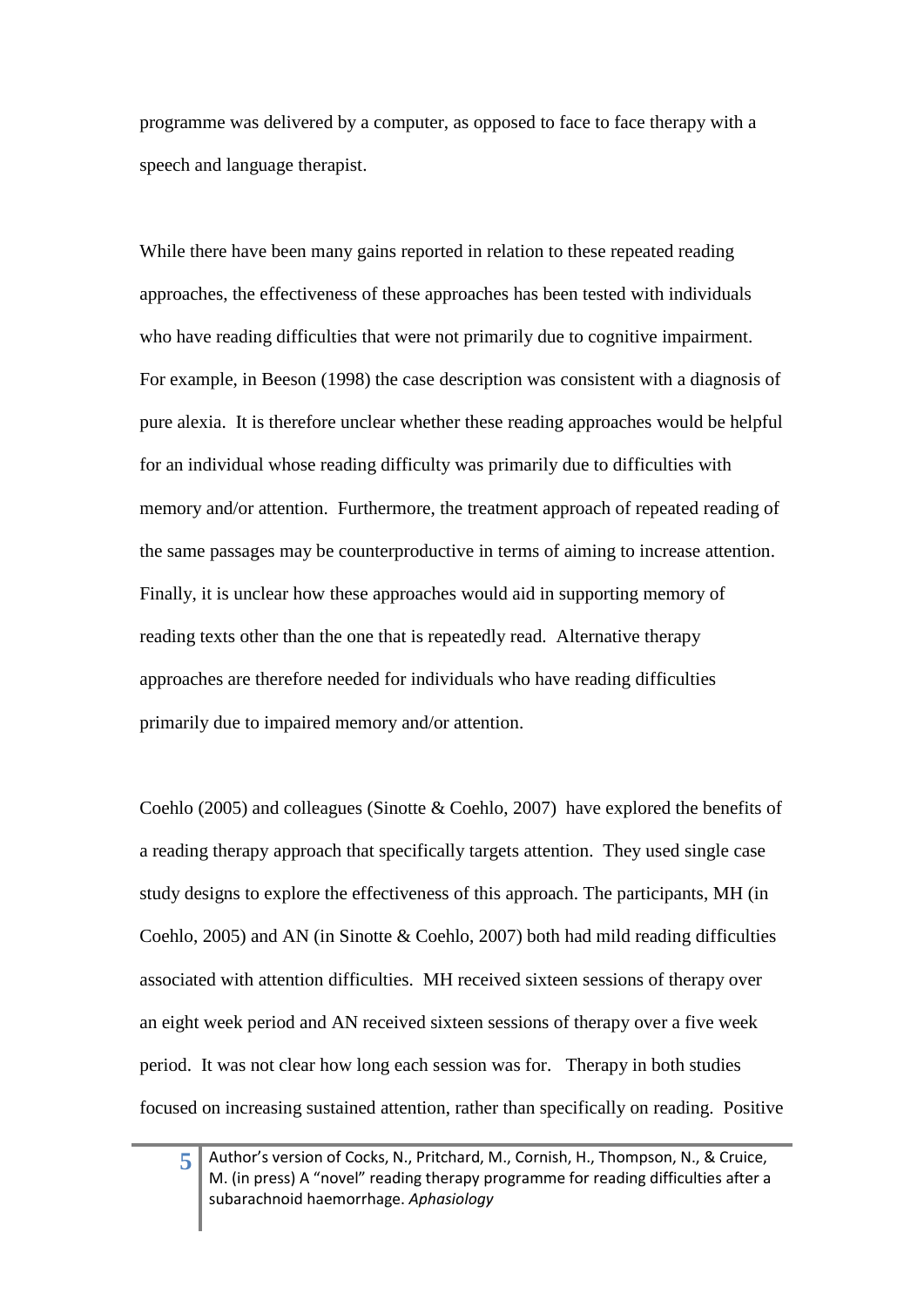programme was delivered by a computer, as opposed to face to face therapy with a speech and language therapist.

While there have been many gains reported in relation to these repeated reading approaches, the effectiveness of these approaches has been tested with individuals who have reading difficulties that were not primarily due to cognitive impairment. For example, in Beeson (1998) the case description was consistent with a diagnosis of pure alexia. It is therefore unclear whether these reading approaches would be helpful for an individual whose reading difficulty was primarily due to difficulties with memory and/or attention. Furthermore, the treatment approach of repeated reading of the same passages may be counterproductive in terms of aiming to increase attention. Finally, it is unclear how these approaches would aid in supporting memory of reading texts other than the one that is repeatedly read. Alternative therapy approaches are therefore needed for individuals who have reading difficulties primarily due to impaired memory and/or attention.

Coehlo (2005) and colleagues (Sinotte & Coehlo, 2007) have explored the benefits of a reading therapy approach that specifically targets attention. They used single case study designs to explore the effectiveness of this approach. The participants, MH (in Coehlo, 2005) and AN (in Sinotte & Coehlo, 2007) both had mild reading difficulties associated with attention difficulties. MH received sixteen sessions of therapy over an eight week period and AN received sixteen sessions of therapy over a five week period. It was not clear how long each session was for. Therapy in both studies focused on increasing sustained attention, rather than specifically on reading. Positive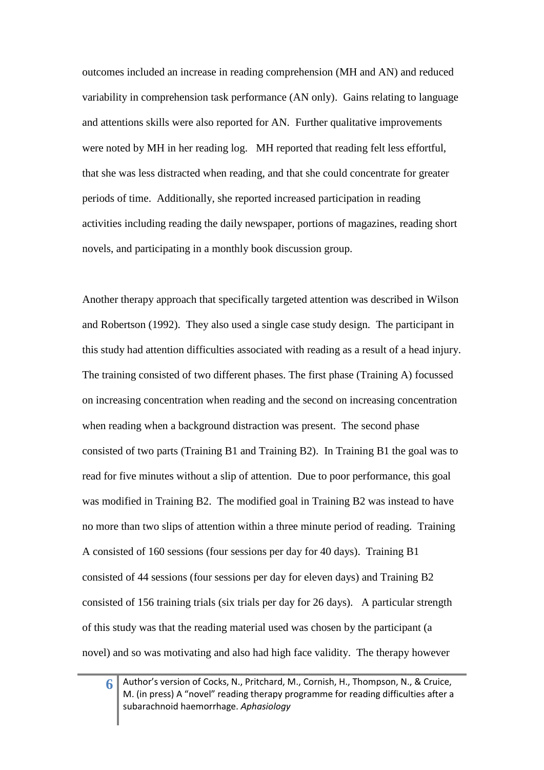outcomes included an increase in reading comprehension (MH and AN) and reduced variability in comprehension task performance (AN only). Gains relating to language and attentions skills were also reported for AN. Further qualitative improvements were noted by MH in her reading log. MH reported that reading felt less effortful, that she was less distracted when reading, and that she could concentrate for greater periods of time. Additionally, she reported increased participation in reading activities including reading the daily newspaper, portions of magazines, reading short novels, and participating in a monthly book discussion group.

Another therapy approach that specifically targeted attention was described in Wilson and Robertson (1992). They also used a single case study design. The participant in this study had attention difficulties associated with reading as a result of a head injury. The training consisted of two different phases. The first phase (Training A) focussed on increasing concentration when reading and the second on increasing concentration when reading when a background distraction was present. The second phase consisted of two parts (Training B1 and Training B2). In Training B1 the goal was to read for five minutes without a slip of attention. Due to poor performance, this goal was modified in Training B2. The modified goal in Training B2 was instead to have no more than two slips of attention within a three minute period of reading. Training A consisted of 160 sessions (four sessions per day for 40 days). Training B1 consisted of 44 sessions (four sessions per day for eleven days) and Training B2 consisted of 156 training trials (six trials per day for 26 days). A particular strength of this study was that the reading material used was chosen by the participant (a novel) and so was motivating and also had high face validity. The therapy however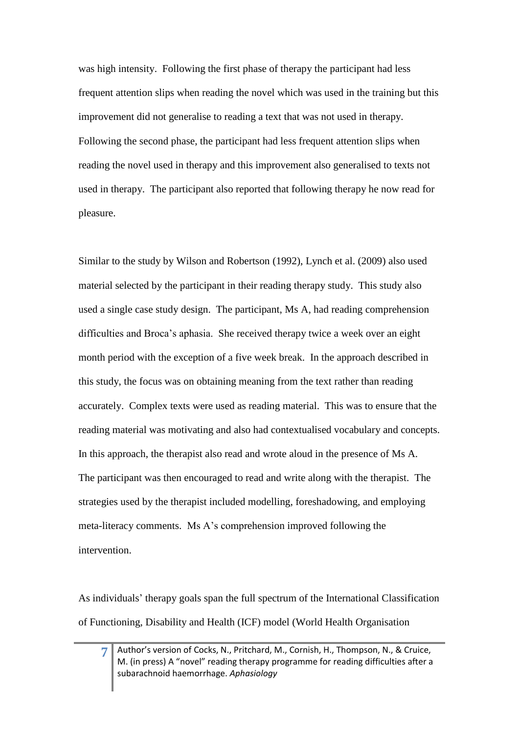was high intensity. Following the first phase of therapy the participant had less frequent attention slips when reading the novel which was used in the training but this improvement did not generalise to reading a text that was not used in therapy. Following the second phase, the participant had less frequent attention slips when reading the novel used in therapy and this improvement also generalised to texts not used in therapy. The participant also reported that following therapy he now read for pleasure.

Similar to the study by Wilson and Robertson (1992), Lynch et al. (2009) also used material selected by the participant in their reading therapy study. This study also used a single case study design. The participant, Ms A, had reading comprehension difficulties and Broca's aphasia. She received therapy twice a week over an eight month period with the exception of a five week break. In the approach described in this study, the focus was on obtaining meaning from the text rather than reading accurately. Complex texts were used as reading material. This was to ensure that the reading material was motivating and also had contextualised vocabulary and concepts. In this approach, the therapist also read and wrote aloud in the presence of Ms A. The participant was then encouraged to read and write along with the therapist. The strategies used by the therapist included modelling, foreshadowing, and employing meta-literacy comments. Ms A's comprehension improved following the intervention.

As individuals' therapy goals span the full spectrum of the International Classification of Functioning, Disability and Health (ICF) model (World Health Organisation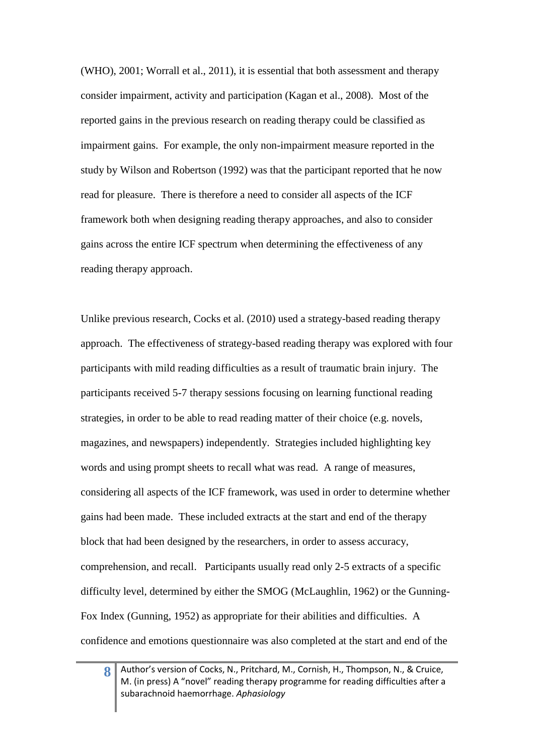(WHO), 2001; Worrall et al., 2011), it is essential that both assessment and therapy consider impairment, activity and participation (Kagan et al., 2008). Most of the reported gains in the previous research on reading therapy could be classified as impairment gains. For example, the only non-impairment measure reported in the study by Wilson and Robertson (1992) was that the participant reported that he now read for pleasure. There is therefore a need to consider all aspects of the ICF framework both when designing reading therapy approaches, and also to consider gains across the entire ICF spectrum when determining the effectiveness of any reading therapy approach.

Unlike previous research, Cocks et al. (2010) used a strategy-based reading therapy approach. The effectiveness of strategy-based reading therapy was explored with four participants with mild reading difficulties as a result of traumatic brain injury. The participants received 5-7 therapy sessions focusing on learning functional reading strategies, in order to be able to read reading matter of their choice (e.g. novels, magazines, and newspapers) independently. Strategies included highlighting key words and using prompt sheets to recall what was read. A range of measures, considering all aspects of the ICF framework, was used in order to determine whether gains had been made. These included extracts at the start and end of the therapy block that had been designed by the researchers, in order to assess accuracy, comprehension, and recall. Participants usually read only 2-5 extracts of a specific difficulty level, determined by either the SMOG (McLaughlin, 1962) or the Gunning-Fox Index (Gunning, 1952) as appropriate for their abilities and difficulties. A confidence and emotions questionnaire was also completed at the start and end of the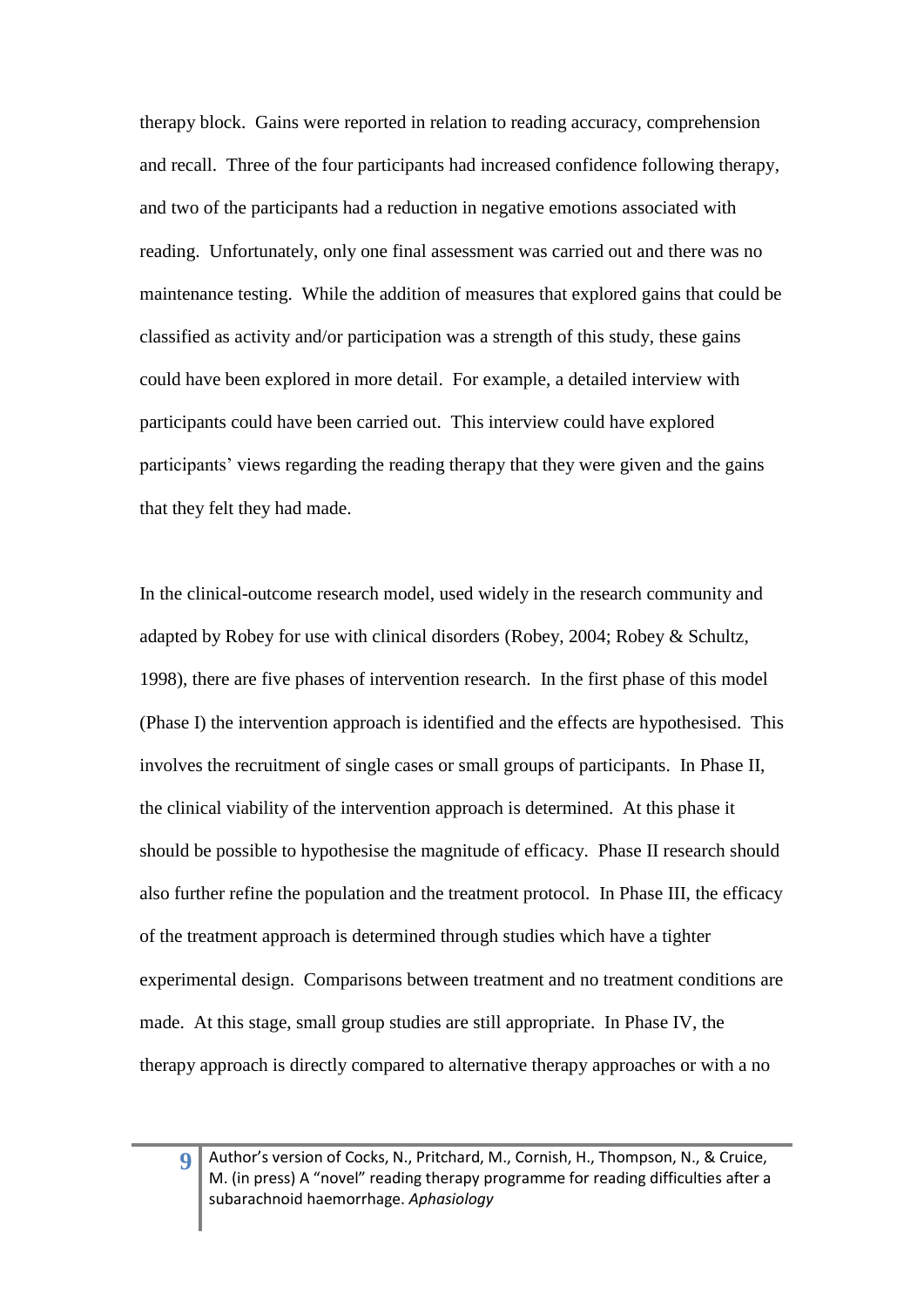therapy block. Gains were reported in relation to reading accuracy, comprehension and recall. Three of the four participants had increased confidence following therapy, and two of the participants had a reduction in negative emotions associated with reading. Unfortunately, only one final assessment was carried out and there was no maintenance testing. While the addition of measures that explored gains that could be classified as activity and/or participation was a strength of this study, these gains could have been explored in more detail. For example, a detailed interview with participants could have been carried out. This interview could have explored participants' views regarding the reading therapy that they were given and the gains that they felt they had made.

In the clinical-outcome research model, used widely in the research community and adapted by Robey for use with clinical disorders (Robey, 2004; Robey & Schultz, 1998), there are five phases of intervention research. In the first phase of this model (Phase I) the intervention approach is identified and the effects are hypothesised. This involves the recruitment of single cases or small groups of participants. In Phase II, the clinical viability of the intervention approach is determined. At this phase it should be possible to hypothesise the magnitude of efficacy. Phase II research should also further refine the population and the treatment protocol. In Phase III, the efficacy of the treatment approach is determined through studies which have a tighter experimental design. Comparisons between treatment and no treatment conditions are made. At this stage, small group studies are still appropriate. In Phase IV, the therapy approach is directly compared to alternative therapy approaches or with a no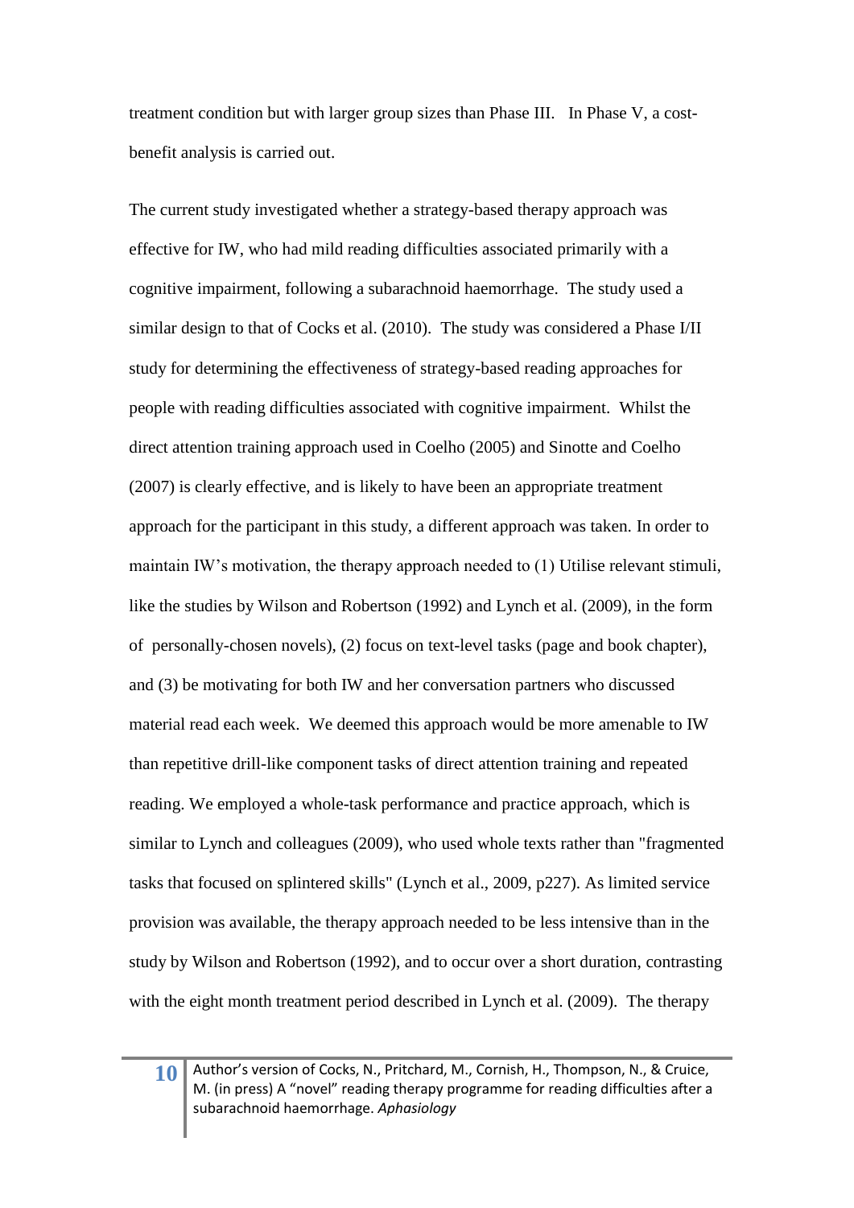treatment condition but with larger group sizes than Phase III. In Phase V, a cost-benefit analysis is carried out.

The current study investigated whether a strategy-based therapy approach was effective for IW, who had mild reading difficulties associated primarily with a cognitive impairment, following a subarachnoid haemorrhage. The study used a similar design to that of Cocks et al. (2010). The study was considered a Phase I/II study for determining the effectiveness of strategy-based reading approaches for people with reading difficulties associated with cognitive impairment. Whilst the direct attention training approach used in Coelho (2005) and Sinotte and Coelho (2007) is clearly effective, and is likely to have been an appropriate treatment approach for the participant in this study, a different approach was taken. In order to maintain IW's motivation, the therapy approach needed to (1) Utilise relevant stimuli, like the studies by Wilson and Robertson (1992) and Lynch et al. (2009), in the form of personally-chosen novels), (2) focus on text-level tasks (page and book chapter), and (3) be motivating for both IW and her conversation partners who discussed material read each week. We deemed this approach would be more amenable to IW than repetitive drill-like component tasks of direct attention training and repeated reading. We employed a whole-task performance and practice approach, which is similar to Lynch and colleagues (2009), who used whole texts rather than "fragmented tasks that focused on splintered skills" (Lynch et al., 2009, p227). As limited service provision was available, the therapy approach needed to be less intensive than in the study by Wilson and Robertson (1992), and to occur over a short duration, contrasting with the eight month treatment period described in Lynch et al. (2009). The therapy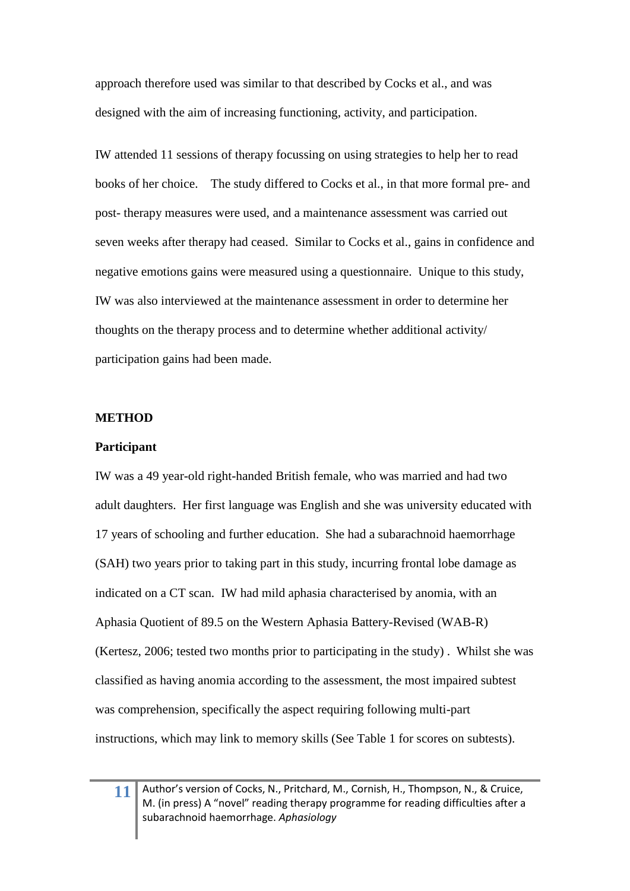approach therefore used was similar to that described by Cocks et al., and was designed with the aim of increasing functioning, activity, and participation.

IW attended 11 sessions of therapy focussing on using strategies to help her to read books of her choice. The study differed to Cocks et al., in that more formal pre- and post- therapy measures were used, and a maintenance assessment was carried out seven weeks after therapy had ceased. Similar to Cocks et al., gains in confidence and negative emotions gains were measured using a questionnaire. Unique to this study, IW was also interviewed at the maintenance assessment in order to determine her thoughts on the therapy process and to determine whether additional activity/ participation gains had been made.

## METHOD

### Participant

IW was a 49 year-old right-handed British female, who was married and had two adult daughters. Her first language was English and she was university educated with 17 years of schooling and further education. She had a subarachnoid haemorrhage (SAH) two years prior to taking part in this study, incurring frontal lobe damage as indicated on a CT scan. IW had mild aphasia characterised by anomia, with an Aphasia Quotient of 89.5 on the Western Aphasia Battery-Revised (WAB-R) (Kertesz, 2006; tested two months prior to participating in the study) . Whilst she was classified as having anomia according to the assessment, the most impaired subtest was comprehension, specifically the aspect requiring following multi-part instructions, which may link to memory skills (See Table 1 for scores on subtests).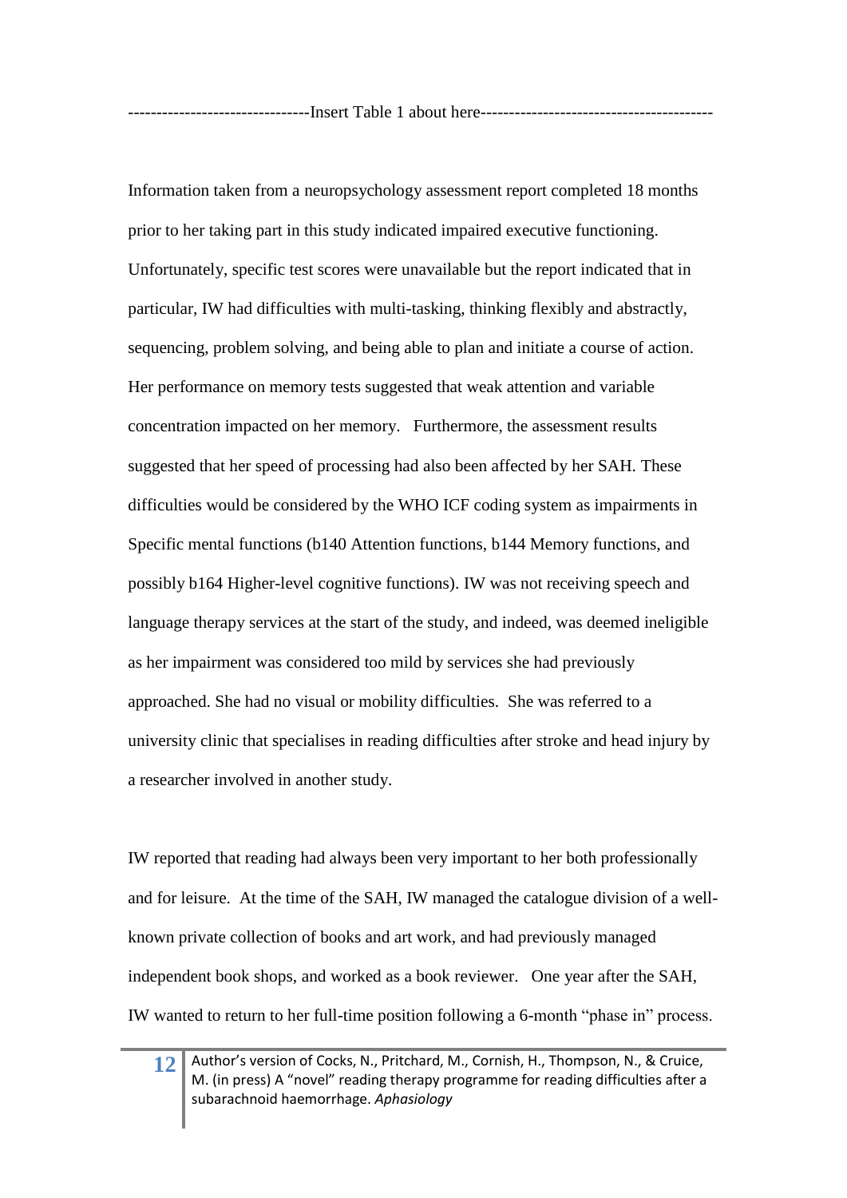-------------------------------Insert Table 1 about here----------------------------------------

Information taken from a neuropsychology assessment report completed 18 months prior to her taking part in this study indicated impaired executive functioning. Unfortunately, specific test scores were unavailable but the report indicated that in particular, IW had difficulties with multi-tasking, thinking flexibly and abstractly, sequencing, problem solving, and being able to plan and initiate a course of action. Her performance on memory tests suggested that weak attention and variable concentration impacted on her memory. Furthermore, the assessment results suggested that her speed of processing had also been affected by her SAH. These difficulties would be considered by the WHO ICF coding system as impairments in Specific mental functions (b140 Attention functions, b144 Memory functions, and possibly b164 Higher-level cognitive functions). IW was not receiving speech and language therapy services at the start of the study, and indeed, was deemed ineligible as her impairment was considered too mild by services she had previously approached. She had no visual or mobility difficulties. She was referred to a university clinic that specialises in reading difficulties after stroke and head injury by a researcher involved in another study.

IW reported that reading had always been very important to her both professionally and for leisure. At the time of the SAH, IW managed the catalogue division of a well-known private collection of books and art work, and had previously managed independent book shops, and worked as a book reviewer. One year after the SAH, IW wanted to return to her full-time position following a 6-month "phase in" process.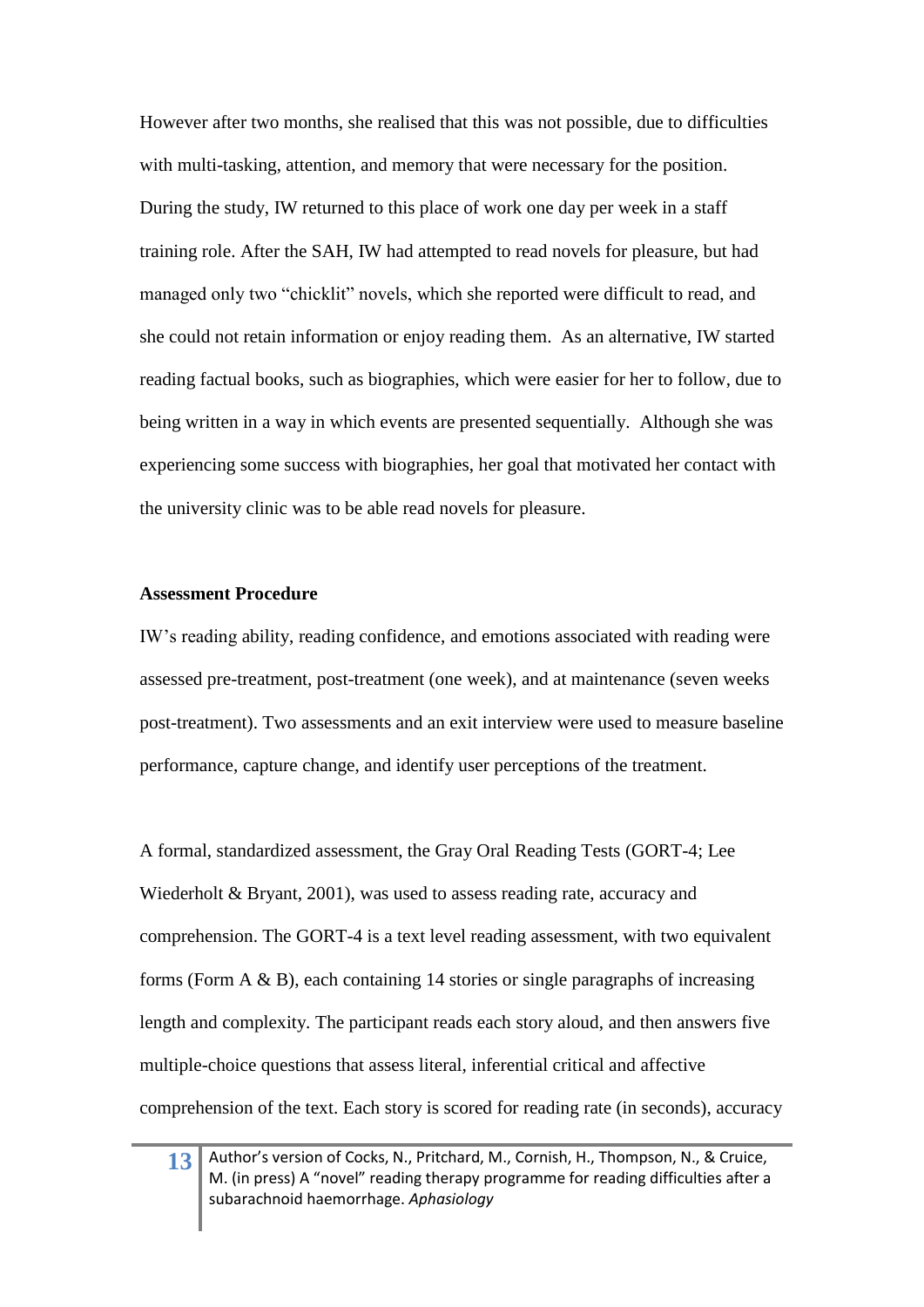However after two months, she realised that this was not possible, due to difficulties with multi-tasking, attention, and memory that were necessary for the position. During the study, IW returned to this place of work one day per week in a staff training role. After the SAH, IW had attempted to read novels for pleasure, but had managed only two "chicklit" novels, which she reported were difficult to read, and she could not retain information or enjoy reading them. As an alternative, IW started reading factual books, such as biographies, which were easier for her to follow, due to being written in a way in which events are presented sequentially. Although she was experiencing some success with biographies, her goal that motivated her contact with the university clinic was to be able read novels for pleasure.

**Assessment Procedure**

IW's reading ability, reading confidence, and emotions associated with reading were assessed pre-treatment, post-treatment (one week), and at maintenance (seven weeks post-treatment). Two assessments and an exit interview were used to measure baseline performance, capture change, and identify user perceptions of the treatment.

A formal, standardized assessment, the Gray Oral Reading Tests (GORT-4; Lee Wiederholt & Bryant, 2001), was used to assess reading rate, accuracy and comprehension. The GORT-4 is a text level reading assessment, with two equivalent forms (Form A & B), each containing 14 stories or single paragraphs of increasing length and complexity. The participant reads each story aloud, and then answers five multiple-choice questions that assess literal, inferential critical and affective comprehension of the text. Each story is scored for reading rate (in seconds), accuracy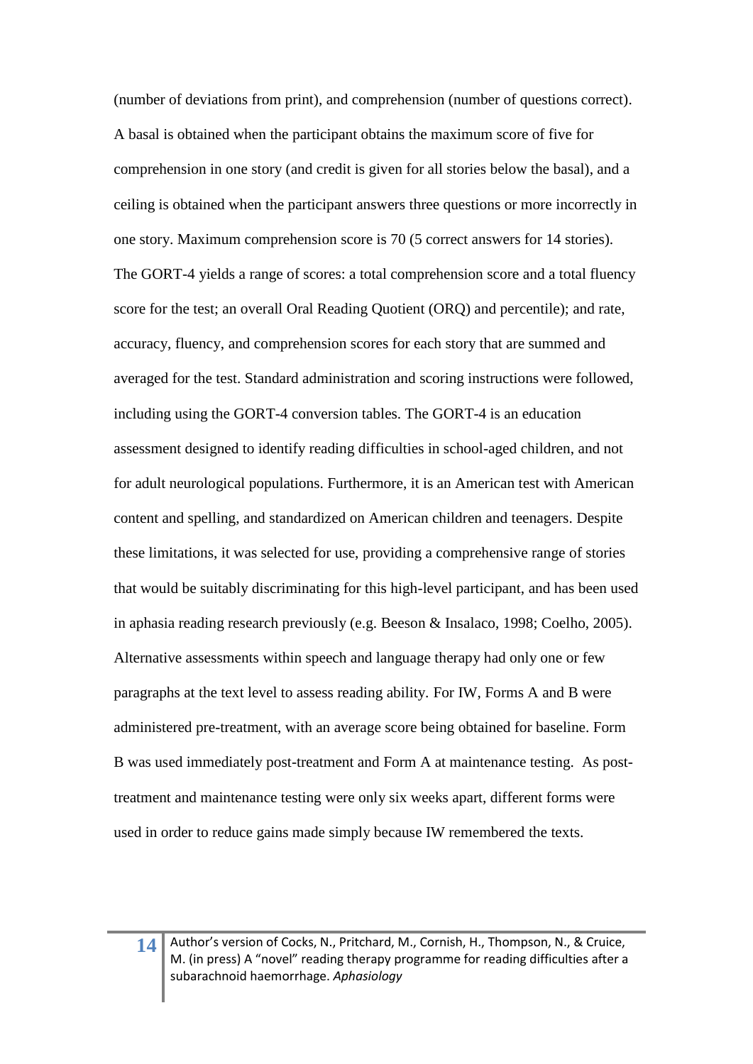(number of deviations from print), and comprehension (number of questions correct). A basal is obtained when the participant obtains the maximum score of five for comprehension in one story (and credit is given for all stories below the basal), and a ceiling is obtained when the participant answers three questions or more incorrectly in one story. Maximum comprehension score is 70 (5 correct answers for 14 stories). The GORT-4 yields a range of scores: a total comprehension score and a total fluency score for the test; an overall Oral Reading Quotient (ORQ) and percentile); and rate, accuracy, fluency, and comprehension scores for each story that are summed and averaged for the test. Standard administration and scoring instructions were followed, including using the GORT-4 conversion tables. The GORT-4 is an education assessment designed to identify reading difficulties in school-aged children, and not for adult neurological populations. Furthermore, it is an American test with American content and spelling, and standardized on American children and teenagers. Despite these limitations, it was selected for use, providing a comprehensive range of stories that would be suitably discriminating for this high-level participant, and has been used in aphasia reading research previously (e.g. Beeson & Insalaco, 1998; Coelho, 2005). Alternative assessments within speech and language therapy had only one or few paragraphs at the text level to assess reading ability. For IW, Forms A and B were administered pre-treatment, with an average score being obtained for baseline. Form B was used immediately post-treatment and Form A at maintenance testing. As post-treatment and maintenance testing were only six weeks apart, different forms were used in order to reduce gains made simply because IW remembered the texts.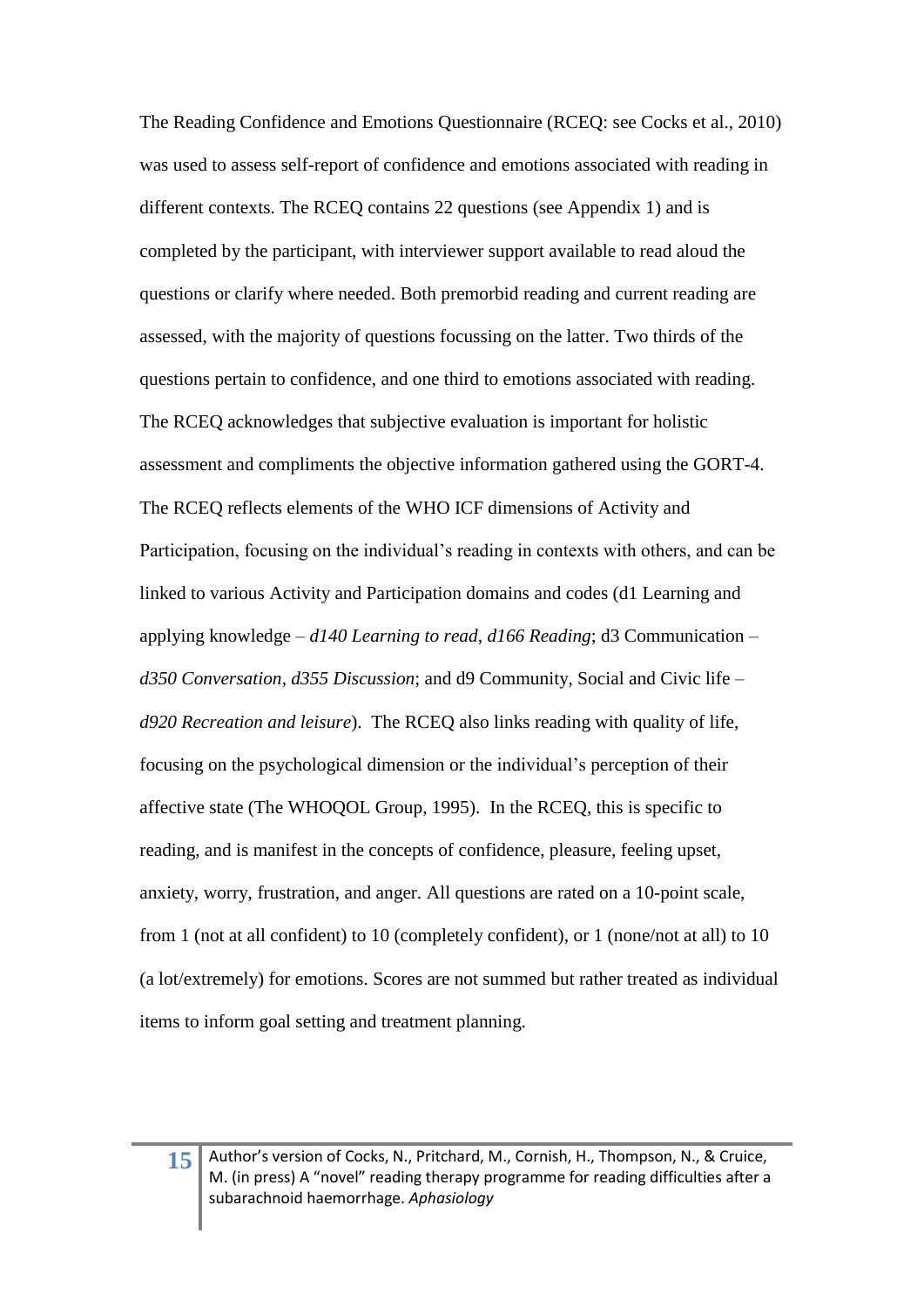The Reading Confidence and Emotions Questionnaire (RCEQ: see Cocks et al., 2010) was used to assess self-report of confidence and emotions associated with reading in different contexts. The RCEQ contains 22 questions (see Appendix 1) and is completed by the participant, with interviewer support available to read aloud the questions or clarify where needed. Both premorbid reading and current reading are assessed, with the majority of questions focussing on the latter. Two thirds of the questions pertain to confidence, and one third to emotions associated with reading. The RCEQ acknowledges that subjective evaluation is important for holistic assessment and compliments the objective information gathered using the GORT-4. The RCEQ reflects elements of the WHO ICF dimensions of Activity and Participation, focusing on the individual's reading in contexts with others, and can be linked to various Activity and Participation domains and codes (d1 Learning and applying knowledge – *d140 Learning to read, d166 Reading*; d3 Communication – *d350 Conversation, d355 Discussion*; and d9 Community, Social and Civic life – *d920 Recreation and leisure*). The RCEQ also links reading with quality of life, focusing on the psychological dimension or the individual's perception of their affective state (The WHOQOL Group, 1995). In the RCEQ, this is specific to reading, and is manifest in the concepts of confidence, pleasure, feeling upset, anxiety, worry, frustration, and anger. All questions are rated on a 10-point scale, from 1 (not at all confident) to 10 (completely confident), or 1 (none/not at all) to 10 (a lot/extremely) for emotions. Scores are not summed but rather treated as individual items to inform goal setting and treatment planning.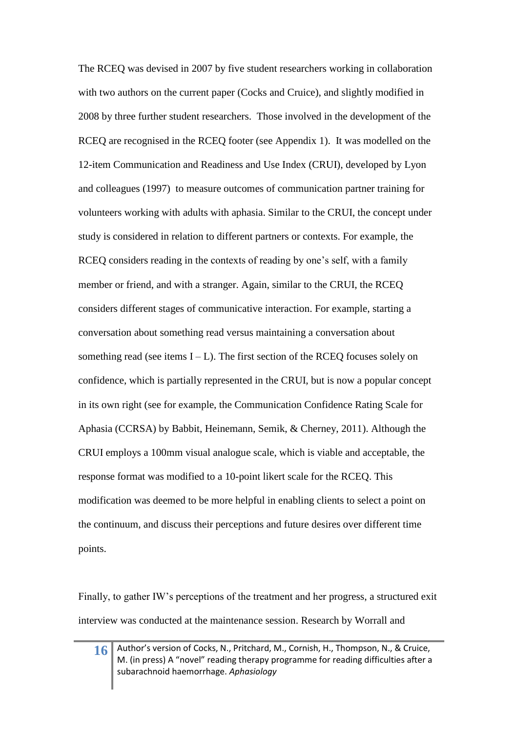The RCEQ was devised in 2007 by five student researchers working in collaboration with two authors on the current paper (Cocks and Cruice), and slightly modified in 2008 by three further student researchers. Those involved in the development of the RCEQ are recognised in the RCEQ footer (see Appendix 1). It was modelled on the 12-item Communication and Readiness and Use Index (CRUI), developed by Lyon and colleagues (1997) to measure outcomes of communication partner training for volunteers working with adults with aphasia. Similar to the CRUI, the concept under study is considered in relation to different partners or contexts. For example, the RCEQ considers reading in the contexts of reading by one's self, with a family member or friend, and with a stranger. Again, similar to the CRUI, the RCEQ considers different stages of communicative interaction. For example, starting a conversation about something read versus maintaining a conversation about something read (see items I – L). The first section of the RCEQ focuses solely on confidence, which is partially represented in the CRUI, but is now a popular concept in its own right (see for example, the Communication Confidence Rating Scale for Aphasia (CCRSA) by Babbit, Heinemann, Semik, & Cherney, 2011). Although the CRUI employs a 100mm visual analogue scale, which is viable and acceptable, the response format was modified to a 10-point likert scale for the RCEQ. This modification was deemed to be more helpful in enabling clients to select a point on the continuum, and discuss their perceptions and future desires over different time points.

Finally, to gather IW's perceptions of the treatment and her progress, a structured exit interview was conducted at the maintenance session. Research by Worrall and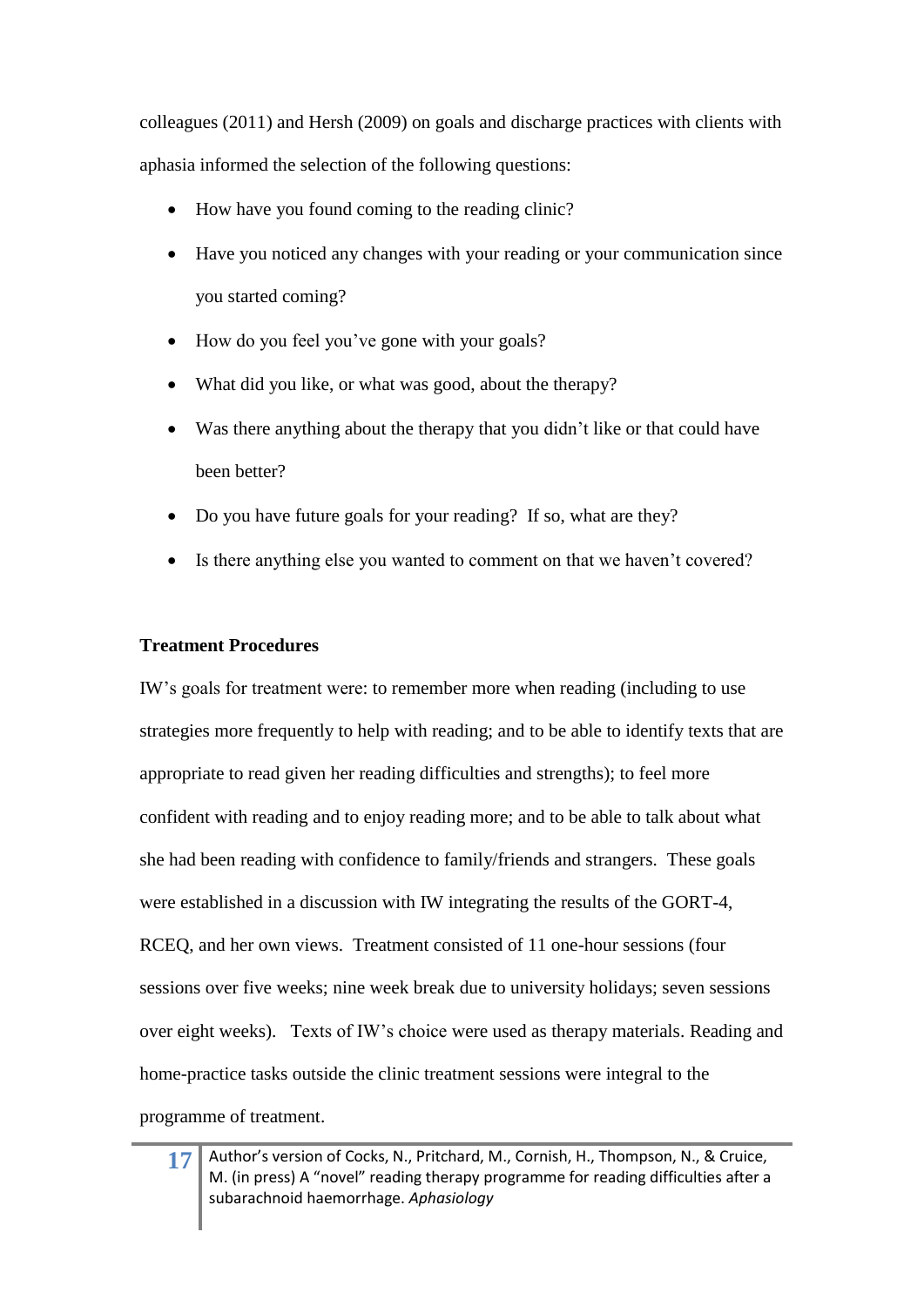colleagues (2011) and Hersh (2009) on goals and discharge practices with clients with aphasia informed the selection of the following questions:

- How have you found coming to the reading clinic?
- Have you noticed any changes with your reading or your communication since you started coming?
- How do you feel you've gone with your goals?
- What did you like, or what was good, about the therapy?
- Was there anything about the therapy that you didn't like or that could have been better?
- Do you have future goals for your reading? If so, what are they?
- Is there anything else you wanted to comment on that we haven't covered?

**Treatment Procedures**

IW's goals for treatment were: to remember more when reading (including to use strategies more frequently to help with reading; and to be able to identify texts that are appropriate to read given her reading difficulties and strengths); to feel more confident with reading and to enjoy reading more; and to be able to talk about what she had been reading with confidence to family/friends and strangers. These goals were established in a discussion with IW integrating the results of the GORT-4, RCEQ, and her own views. Treatment consisted of 11 one-hour sessions (four sessions over five weeks; nine week break due to university holidays; seven sessions over eight weeks). Texts of IW's choice were used as therapy materials. Reading and home-practice tasks outside the clinic treatment sessions were integral to the programme of treatment.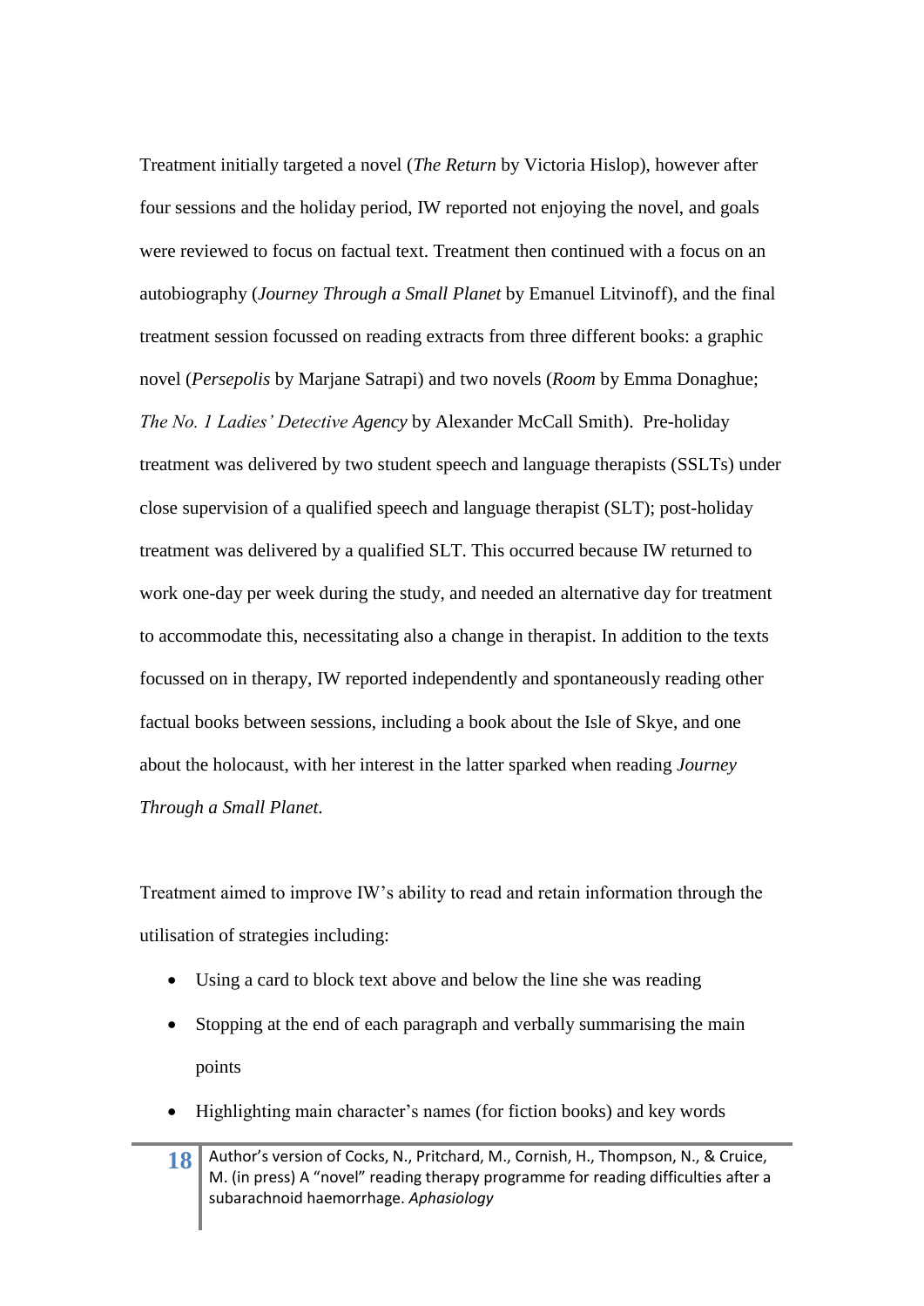Treatment initially targeted a novel (*The Return* by Victoria Hislop), however after four sessions and the holiday period, IW reported not enjoying the novel, and goals were reviewed to focus on factual text. Treatment then continued with a focus on an autobiography (*Journey Through a Small Planet* by Emanuel Litvinoff), and the final treatment session focussed on reading extracts from three different books: a graphic novel (*Persepolis* by Marjane Satrapi) and two novels (*Room* by Emma Donaghue; *The No. 1 Ladies' Detective Agency* by Alexander McCall Smith). Pre-holiday treatment was delivered by two student speech and language therapists (SSLTs) under close supervision of a qualified speech and language therapist (SLT); post-holiday treatment was delivered by a qualified SLT. This occurred because IW returned to work one-day per week during the study, and needed an alternative day for treatment to accommodate this, necessitating also a change in therapist. In addition to the texts focussed on in therapy, IW reported independently and spontaneously reading other factual books between sessions, including a book about the Isle of Skye, and one about the holocaust, with her interest in the latter sparked when reading *Journey Through a Small Planet*.

Treatment aimed to improve IW's ability to read and retain information through the utilisation of strategies including:

- Using a card to block text above and below the line she was reading
- Stopping at the end of each paragraph and verbally summarising the main points
- Highlighting main character's names (for fiction books) and key words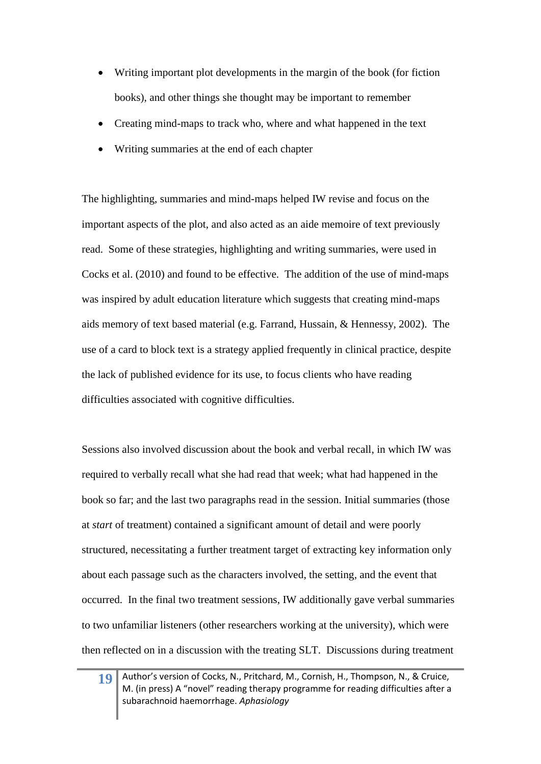- Writing important plot developments in the margin of the book (for fiction books), and other things she thought may be important to remember
- Creating mind-maps to track who, where and what happened in the text
- Writing summaries at the end of each chapter

The highlighting, summaries and mind-maps helped IW revise and focus on the important aspects of the plot, and also acted as an aide memoire of text previously read. Some of these strategies, highlighting and writing summaries, were used in Cocks et al. (2010) and found to be effective. The addition of the use of mind-maps was inspired by adult education literature which suggests that creating mind-maps aids memory of text based material (e.g. Farrand, Hussain, & Hennessy, 2002). The use of a card to block text is a strategy applied frequently in clinical practice, despite the lack of published evidence for its use, to focus clients who have reading difficulties associated with cognitive difficulties.

Sessions also involved discussion about the book and verbal recall, in which IW was required to verbally recall what she had read that week; what had happened in the book so far; and the last two paragraphs read in the session. Initial summaries (those at *start* of treatment) contained a significant amount of detail and were poorly structured, necessitating a further treatment target of extracting key information only about each passage such as the characters involved, the setting, and the event that occurred. In the final two treatment sessions, IW additionally gave verbal summaries to two unfamiliar listeners (other researchers working at the university), which were then reflected on in a discussion with the treating SLT. Discussions during treatment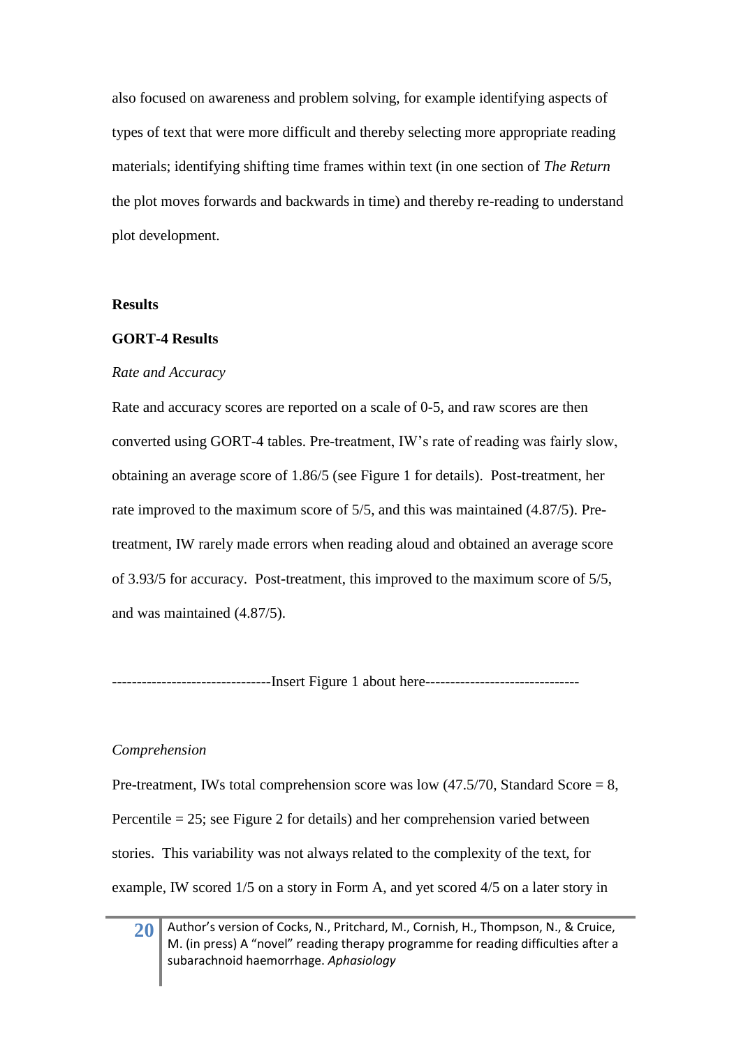also focused on awareness and problem solving, for example identifying aspects of types of text that were more difficult and thereby selecting more appropriate reading materials; identifying shifting time frames within text (in one section of *The Return* the plot moves forwards and backwards in time) and thereby re-reading to understand plot development.

## Results

### GORT-4 Results

*Rate and Accuracy*

Rate and accuracy scores are reported on a scale of 0-5, and raw scores are then converted using GORT-4 tables. Pre-treatment, IW's rate of reading was fairly slow, obtaining an average score of 1.86/5 (see Figure 1 for details). Post-treatment, her rate improved to the maximum score of 5/5, and this was maintained (4.87/5). Pre-treatment, IW rarely made errors when reading aloud and obtained an average score of 3.93/5 for accuracy. Post-treatment, this improved to the maximum score of 5/5, and was maintained (4.87/5).

-------------------------------Insert Figure 1 about here------------------------------

*Comprehension*

Pre-treatment, IWs total comprehension score was low (47.5/70, Standard Score = 8, Percentile = 25; see Figure 2 for details) and her comprehension varied between stories. This variability was not always related to the complexity of the text, for example, IW scored 1/5 on a story in Form A, and yet scored 4/5 on a later story in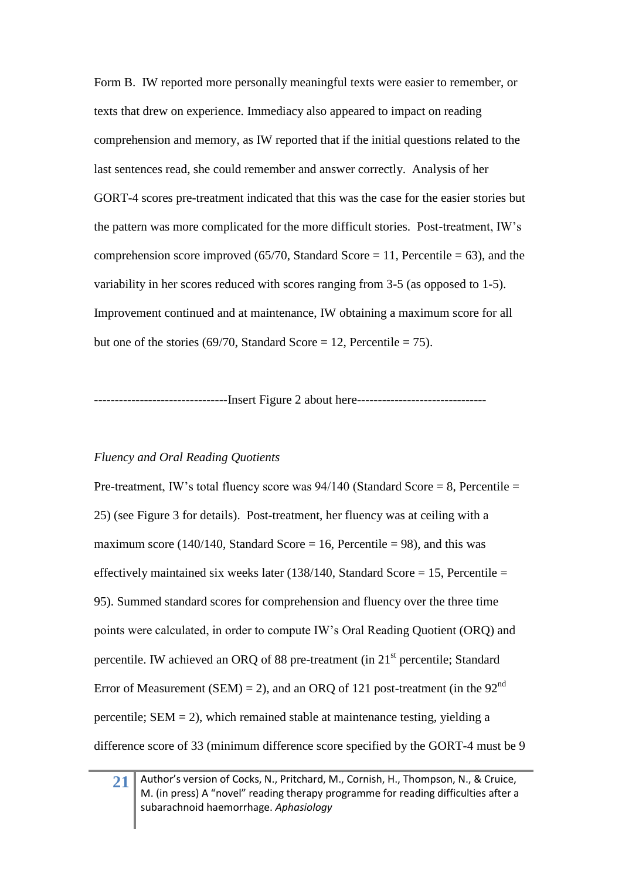Form B. IW reported more personally meaningful texts were easier to remember, or texts that drew on experience. Immediacy also appeared to impact on reading comprehension and memory, as IW reported that if the initial questions related to the last sentences read, she could remember and answer correctly. Analysis of her GORT-4 scores pre-treatment indicated that this was the case for the easier stories but the pattern was more complicated for the more difficult stories. Post-treatment, IW's comprehension score improved (65/70, Standard Score = 11, Percentile = 63), and the variability in her scores reduced with scores ranging from 3-5 (as opposed to 1-5). Improvement continued and at maintenance, IW obtaining a maximum score for all but one of the stories (69/70, Standard Score = 12, Percentile = 75).

--------------------------------Insert Figure 2 about here-------------------------------

*Fluency and Oral Reading Quotients*

Pre-treatment, IW's total fluency score was 94/140 (Standard Score = 8, Percentile = 25) (see Figure 3 for details). Post-treatment, her fluency was at ceiling with a maximum score (140/140, Standard Score = 16, Percentile = 98), and this was effectively maintained six weeks later (138/140, Standard Score = 15, Percentile = 95). Summed standard scores for comprehension and fluency over the three time points were calculated, in order to compute IW's Oral Reading Quotient (ORQ) and percentile. IW achieved an ORQ of 88 pre-treatment (in 21st percentile; Standard Error of Measurement (SEM) = 2), and an ORQ of 121 post-treatment (in the 92nd percentile; SEM = 2), which remained stable at maintenance testing, yielding a difference score of 33 (minimum difference score specified by the GORT-4 must be 9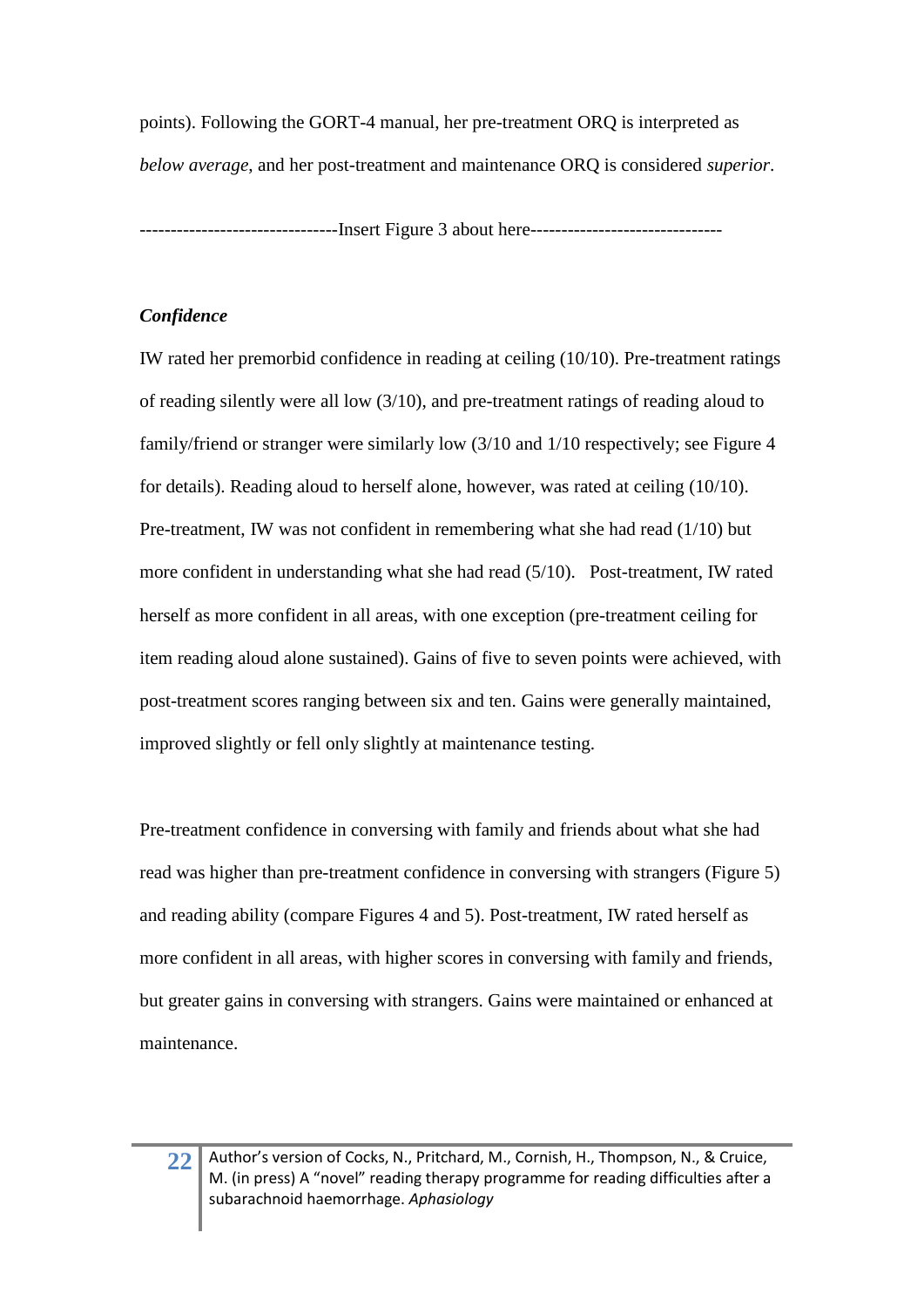points). Following the GORT-4 manual, her pre-treatment ORQ is interpreted as *below average*, and her post-treatment and maintenance ORQ is considered *superior*.

-------------------------------Insert Figure 3 about here-------------------------------

### *Confidence*

IW rated her premorbid confidence in reading at ceiling (10/10). Pre-treatment ratings of reading silently were all low (3/10), and pre-treatment ratings of reading aloud to family/friend or stranger were similarly low (3/10 and 1/10 respectively; see Figure 4 for details). Reading aloud to herself alone, however, was rated at ceiling (10/10). Pre-treatment, IW was not confident in remembering what she had read (1/10) but more confident in understanding what she had read (5/10). Post-treatment, IW rated herself as more confident in all areas, with one exception (pre-treatment ceiling for item reading aloud alone sustained). Gains of five to seven points were achieved, with post-treatment scores ranging between six and ten. Gains were generally maintained, improved slightly or fell only slightly at maintenance testing.

Pre-treatment confidence in conversing with family and friends about what she had read was higher than pre-treatment confidence in conversing with strangers (Figure 5) and reading ability (compare Figures 4 and 5). Post-treatment, IW rated herself as more confident in all areas, with higher scores in conversing with family and friends, but greater gains in conversing with strangers. Gains were maintained or enhanced at maintenance.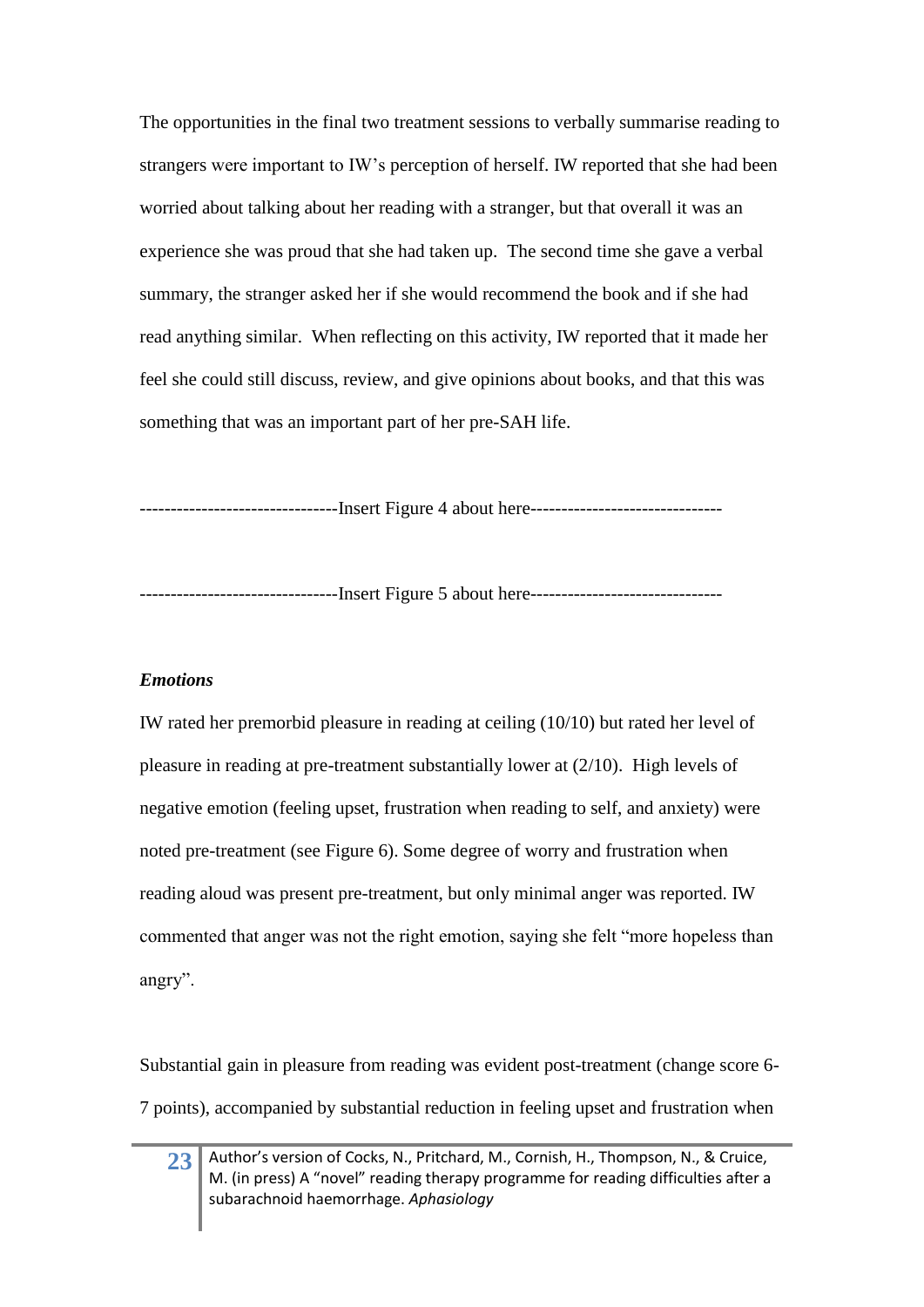The opportunities in the final two treatment sessions to verbally summarise reading to strangers were important to IW's perception of herself. IW reported that she had been worried about talking about her reading with a stranger, but that overall it was an experience she was proud that she had taken up. The second time she gave a verbal summary, the stranger asked her if she would recommend the book and if she had read anything similar. When reflecting on this activity, IW reported that it made her feel she could still discuss, review, and give opinions about books, and that this was something that was an important part of her pre-SAH life.

-------------------------------Insert Figure 4 about here-------------------------------

-------------------------------Insert Figure 5 about here-------------------------------

***Emotions***

IW rated her premorbid pleasure in reading at ceiling (10/10) but rated her level of pleasure in reading at pre-treatment substantially lower at (2/10). High levels of negative emotion (feeling upset, frustration when reading to self, and anxiety) were noted pre-treatment (see Figure 6). Some degree of worry and frustration when reading aloud was present pre-treatment, but only minimal anger was reported. IW commented that anger was not the right emotion, saying she felt "more hopeless than angry".

Substantial gain in pleasure from reading was evident post-treatment (change score 6-7 points), accompanied by substantial reduction in feeling upset and frustration when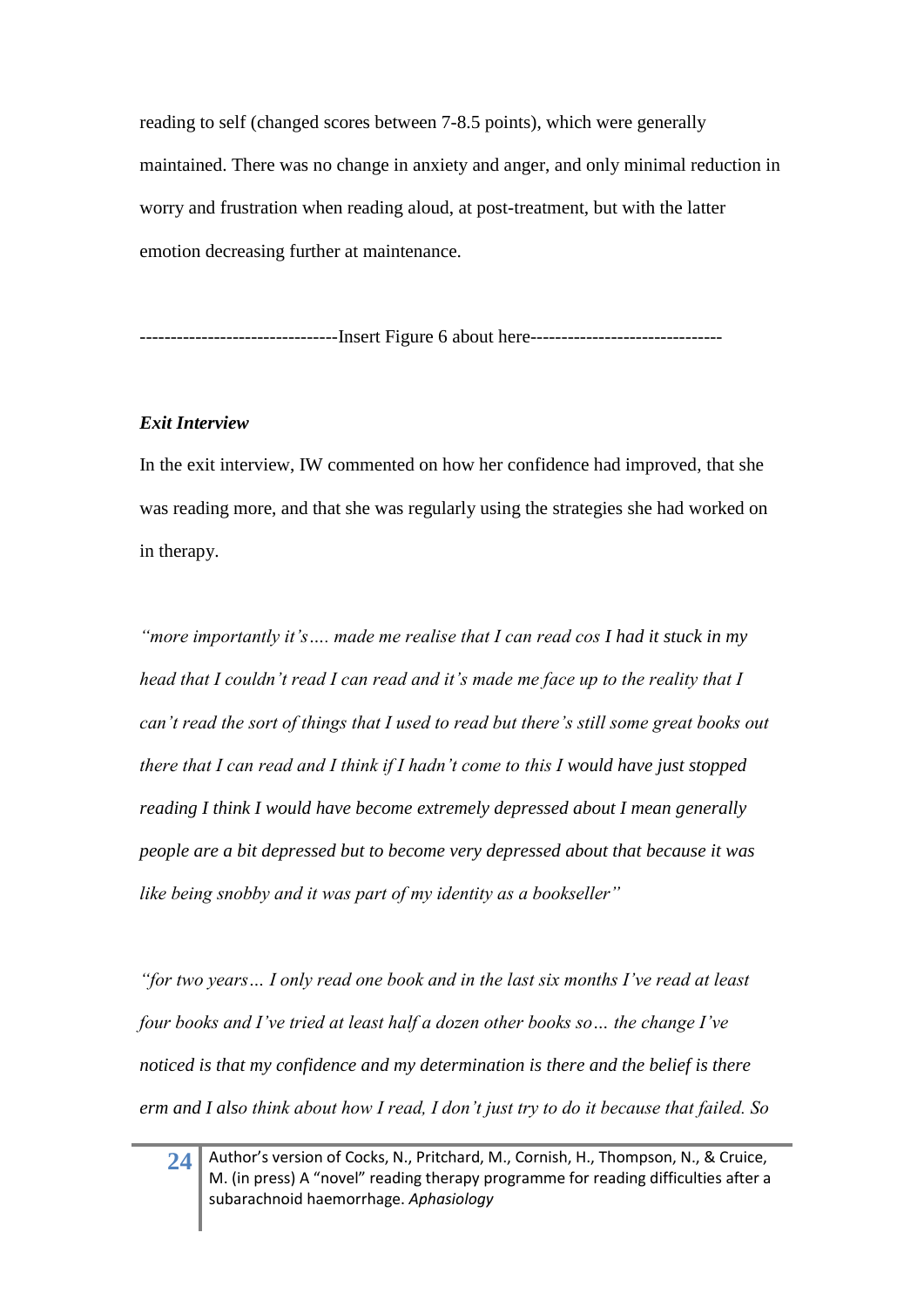reading to self (changed scores between 7-8.5 points), which were generally maintained. There was no change in anxiety and anger, and only minimal reduction in worry and frustration when reading aloud, at post-treatment, but with the latter emotion decreasing further at maintenance.

-------------------------------Insert Figure 6 about here-------------------------------

### *Exit Interview*

In the exit interview, IW commented on how her confidence had improved, that she was reading more, and that she was regularly using the strategies she had worked on in therapy.

*"more importantly it's…. made me realise that I can read cos I had it stuck in my head that I couldn't read I can read and it's made me face up to the reality that I can't read the sort of things that I used to read but there's still some great books out there that I can read and I think if I hadn't come to this I would have just stopped reading I think I would have become extremely depressed about I mean generally people are a bit depressed but to become very depressed about that because it was like being snobby and it was part of my identity as a bookseller"*

*"for two years… I only read one book and in the last six months I've read at least four books and I've tried at least half a dozen other books so… the change I've noticed is that my confidence and my determination is there and the belief is there erm and I also think about how I read, I don't just try to do it because that failed. So*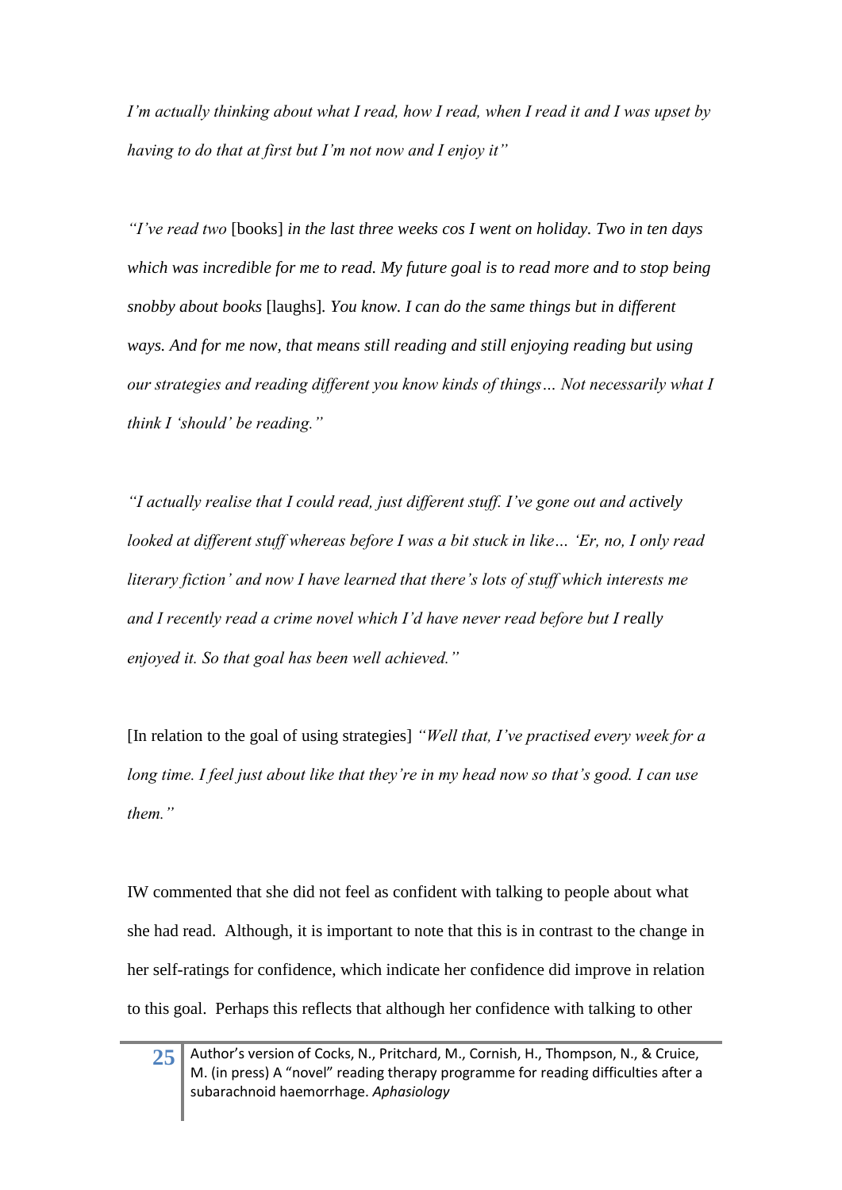*I'm actually thinking about what I read, how I read, when I read it and I was upset by having to do that at first but I'm not now and I enjoy it"*

*"I've read two* [books] *in the last three weeks cos I went on holiday. Two in ten days which was incredible for me to read. My future goal is to read more and to stop being snobby about books* [laughs]. *You know. I can do the same things but in different ways. And for me now, that means still reading and still enjoying reading but using our strategies and reading different you know kinds of things… Not necessarily what I think I 'should' be reading."*

*"I actually realise that I could read, just different stuff. I've gone out and actively looked at different stuff whereas before I was a bit stuck in like… 'Er, no, I only read literary fiction' and now I have learned that there's lots of stuff which interests me and I recently read a crime novel which I'd have never read before but I really enjoyed it. So that goal has been well achieved."*

[In relation to the goal of using strategies] *"Well that, I've practised every week for a long time. I feel just about like that they're in my head now so that's good. I can use them."*

IW commented that she did not feel as confident with talking to people about what she had read. Although, it is important to note that this is in contrast to the change in her self-ratings for confidence, which indicate her confidence did improve in relation to this goal. Perhaps this reflects that although her confidence with talking to other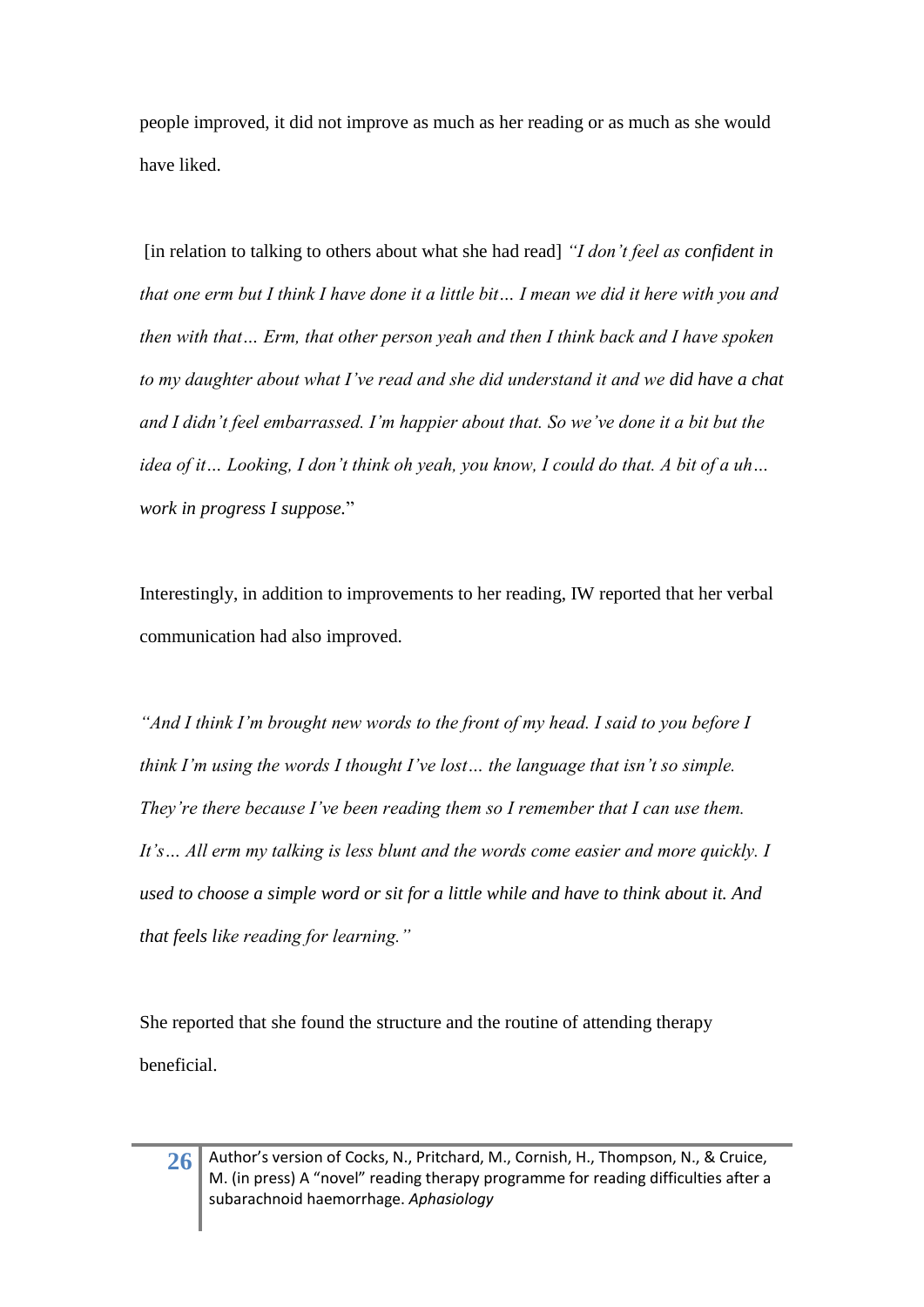people improved, it did not improve as much as her reading or as much as she would have liked.

[in relation to talking to others about what she had read] *"I don't feel as confident in that one erm but I think I have done it a little bit… I mean we did it here with you and then with that… Erm, that other person yeah and then I think back and I have spoken to my daughter about what I've read and she did understand it and we did have a chat and I didn't feel embarrassed. I'm happier about that. So we've done it a bit but the idea of it… Looking, I don't think oh yeah, you know, I could do that. A bit of a uh… work in progress I suppose.*"

Interestingly, in addition to improvements to her reading, IW reported that her verbal communication had also improved.

*"And I think I'm brought new words to the front of my head. I said to you before I think I'm using the words I thought I've lost… the language that isn't so simple. They're there because I've been reading them so I remember that I can use them. It's… All erm my talking is less blunt and the words come easier and more quickly. I used to choose a simple word or sit for a little while and have to think about it. And that feels like reading for learning."*

She reported that she found the structure and the routine of attending therapy beneficial.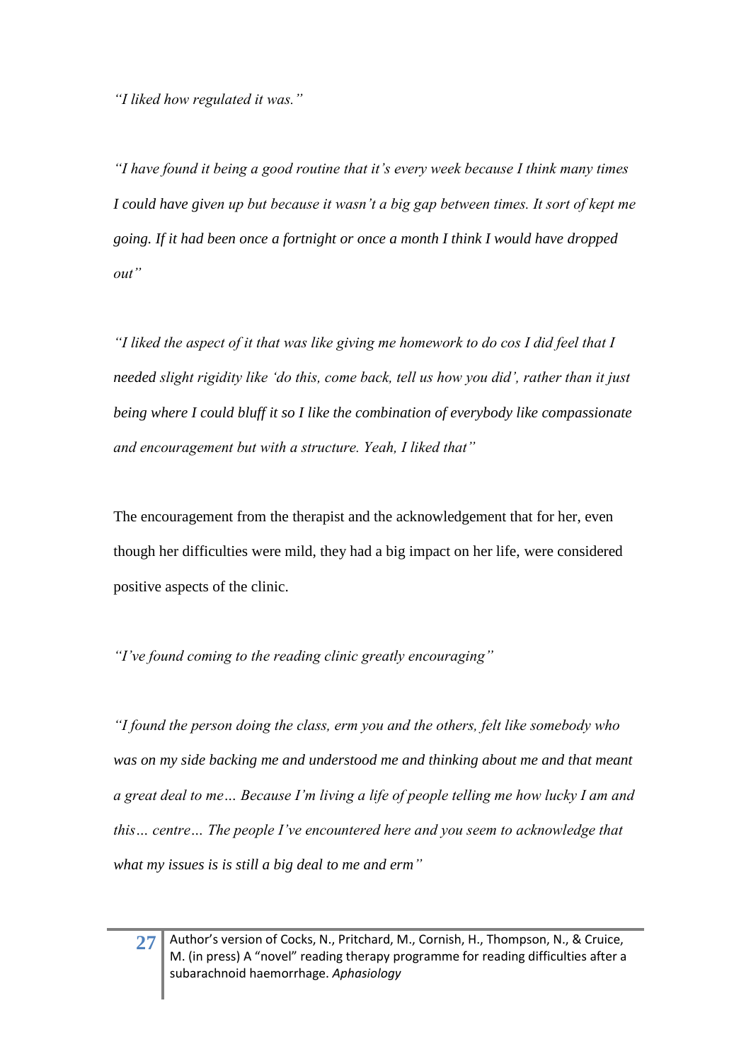*"I liked how regulated it was."*

*"I have found it being a good routine that it's every week because I think many times I could have given up but because it wasn't a big gap between times. It sort of kept me going. If it had been once a fortnight or once a month I think I would have dropped out"*

*"I liked the aspect of it that was like giving me homework to do cos I did feel that I needed slight rigidity like 'do this, come back, tell us how you did', rather than it just being where I could bluff it so I like the combination of everybody like compassionate and encouragement but with a structure. Yeah, I liked that"*

The encouragement from the therapist and the acknowledgement that for her, even though her difficulties were mild, they had a big impact on her life, were considered positive aspects of the clinic.

*"I've found coming to the reading clinic greatly encouraging"*

*"I found the person doing the class, erm you and the others, felt like somebody who was on my side backing me and understood me and thinking about me and that meant a great deal to me… Because I'm living a life of people telling me how lucky I am and this… centre… The people I've encountered here and you seem to acknowledge that what my issues is is still a big deal to me and erm"*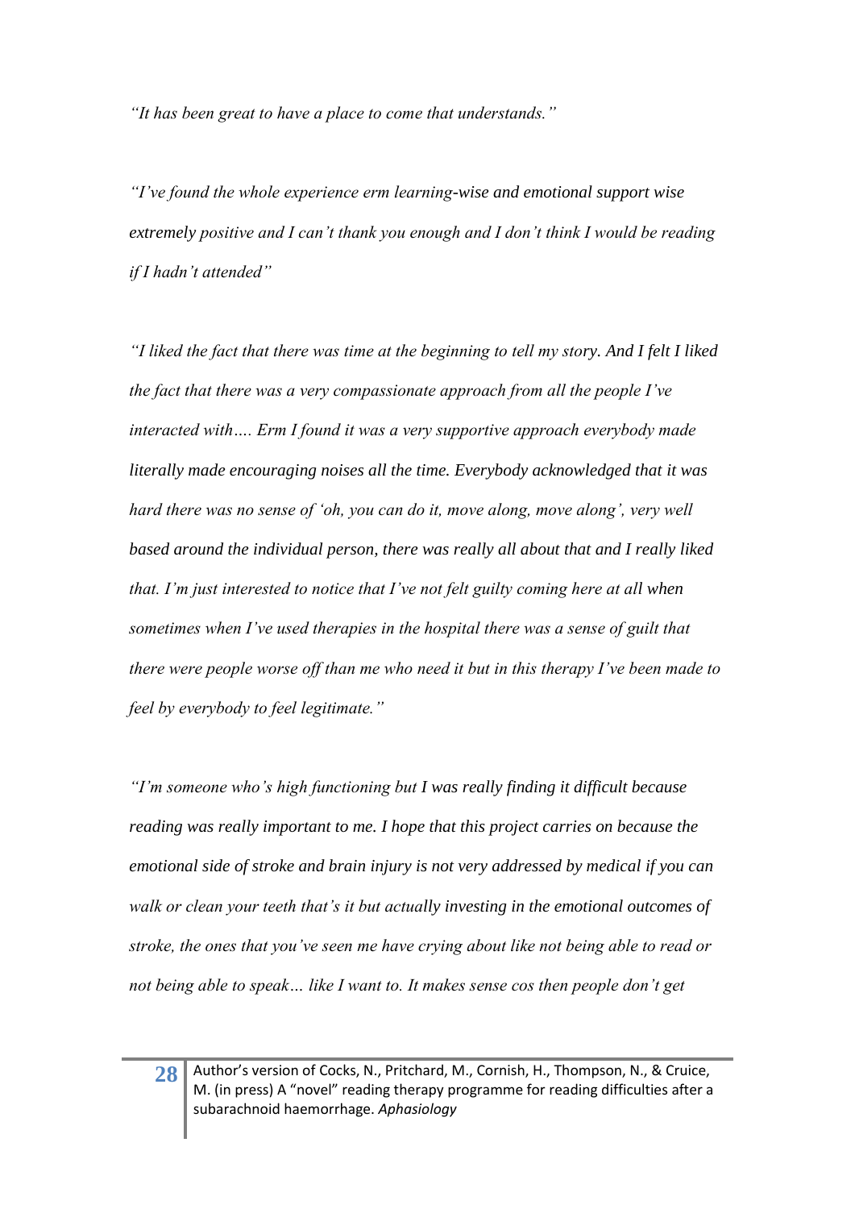*"It has been great to have a place to come that understands."*

*"I've found the whole experience erm learning-wise and emotional support wise extremely positive and I can't thank you enough and I don't think I would be reading if I hadn't attended"*

*"I liked the fact that there was time at the beginning to tell my story. And I felt I liked the fact that there was a very compassionate approach from all the people I've interacted with…. Erm I found it was a very supportive approach everybody made literally made encouraging noises all the time. Everybody acknowledged that it was hard there was no sense of 'oh, you can do it, move along, move along', very well based around the individual person, there was really all about that and I really liked that. I'm just interested to notice that I've not felt guilty coming here at all when sometimes when I've used therapies in the hospital there was a sense of guilt that there were people worse off than me who need it but in this therapy I've been made to feel by everybody to feel legitimate."*

*"I'm someone who's high functioning but I was really finding it difficult because reading was really important to me. I hope that this project carries on because the emotional side of stroke and brain injury is not very addressed by medical if you can walk or clean your teeth that's it but actually investing in the emotional outcomes of stroke, the ones that you've seen me have crying about like not being able to read or not being able to speak… like I want to. It makes sense cos then people don't get*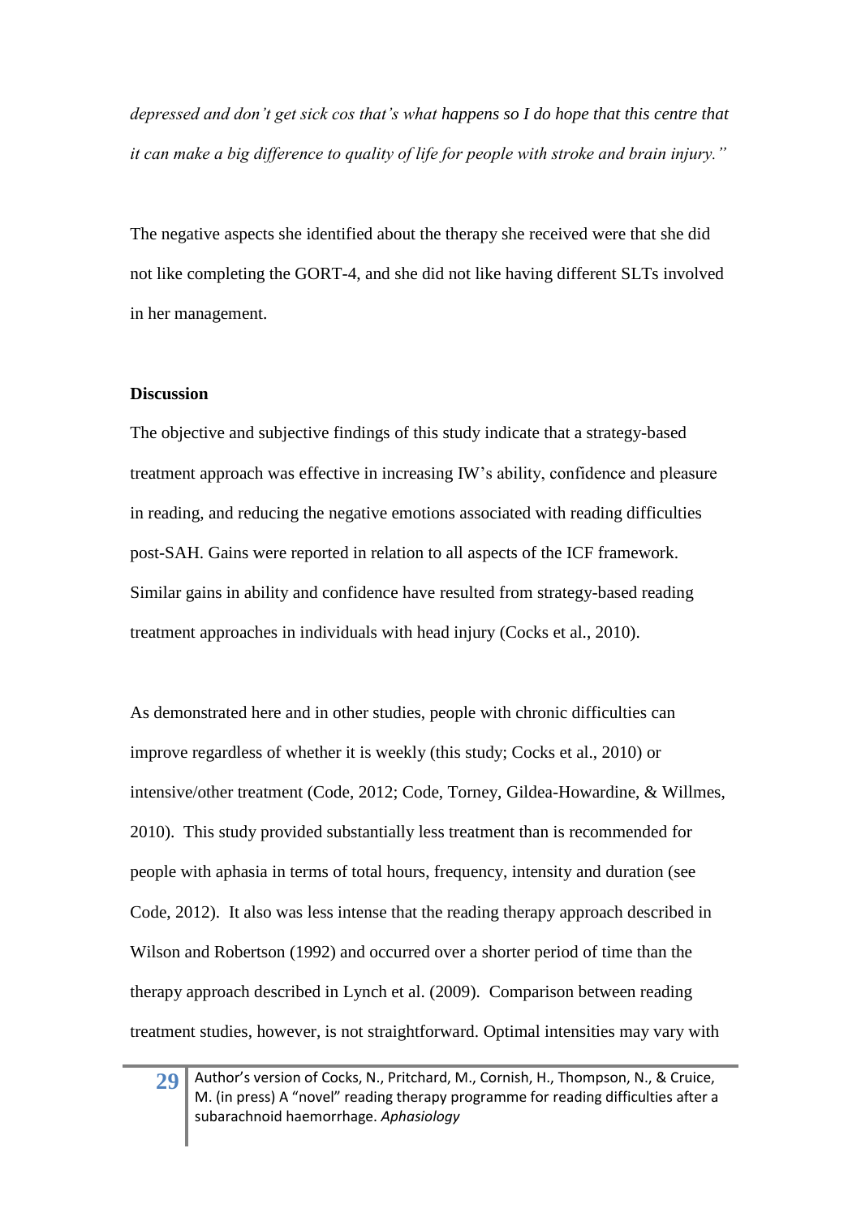*depressed and don't get sick cos that's what happens so I do hope that this centre that it can make a big difference to quality of life for people with stroke and brain injury."*

The negative aspects she identified about the therapy she received were that she did not like completing the GORT-4, and she did not like having different SLTs involved in her management.

**Discussion**

The objective and subjective findings of this study indicate that a strategy-based treatment approach was effective in increasing IW's ability, confidence and pleasure in reading, and reducing the negative emotions associated with reading difficulties post-SAH. Gains were reported in relation to all aspects of the ICF framework. Similar gains in ability and confidence have resulted from strategy-based reading treatment approaches in individuals with head injury (Cocks et al., 2010).

As demonstrated here and in other studies, people with chronic difficulties can improve regardless of whether it is weekly (this study; Cocks et al., 2010) or intensive/other treatment (Code, 2012; Code, Torney, Gildea-Howardine, & Willmes, 2010). This study provided substantially less treatment than is recommended for people with aphasia in terms of total hours, frequency, intensity and duration (see Code, 2012). It also was less intense that the reading therapy approach described in Wilson and Robertson (1992) and occurred over a shorter period of time than the therapy approach described in Lynch et al. (2009). Comparison between reading treatment studies, however, is not straightforward. Optimal intensities may vary with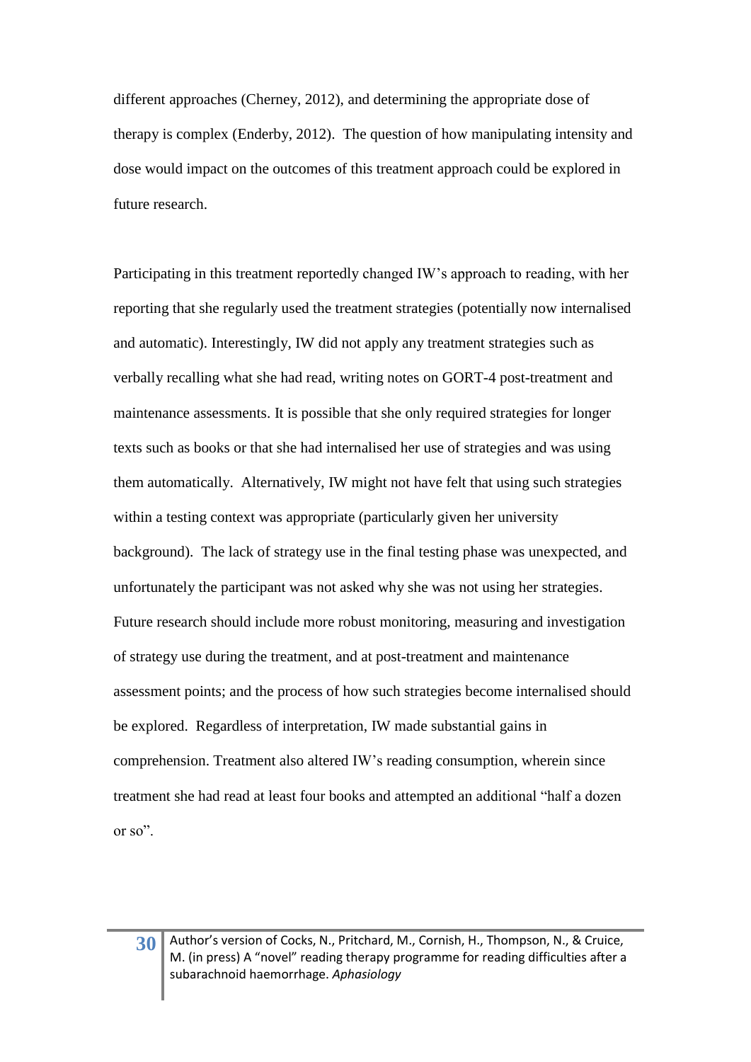different approaches (Cherney, 2012), and determining the appropriate dose of therapy is complex (Enderby, 2012). The question of how manipulating intensity and dose would impact on the outcomes of this treatment approach could be explored in future research.

Participating in this treatment reportedly changed IW's approach to reading, with her reporting that she regularly used the treatment strategies (potentially now internalised and automatic). Interestingly, IW did not apply any treatment strategies such as verbally recalling what she had read, writing notes on GORT-4 post-treatment and maintenance assessments. It is possible that she only required strategies for longer texts such as books or that she had internalised her use of strategies and was using them automatically. Alternatively, IW might not have felt that using such strategies within a testing context was appropriate (particularly given her university background). The lack of strategy use in the final testing phase was unexpected, and unfortunately the participant was not asked why she was not using her strategies. Future research should include more robust monitoring, measuring and investigation of strategy use during the treatment, and at post-treatment and maintenance assessment points; and the process of how such strategies become internalised should be explored. Regardless of interpretation, IW made substantial gains in comprehension. Treatment also altered IW's reading consumption, wherein since treatment she had read at least four books and attempted an additional "half a dozen or so".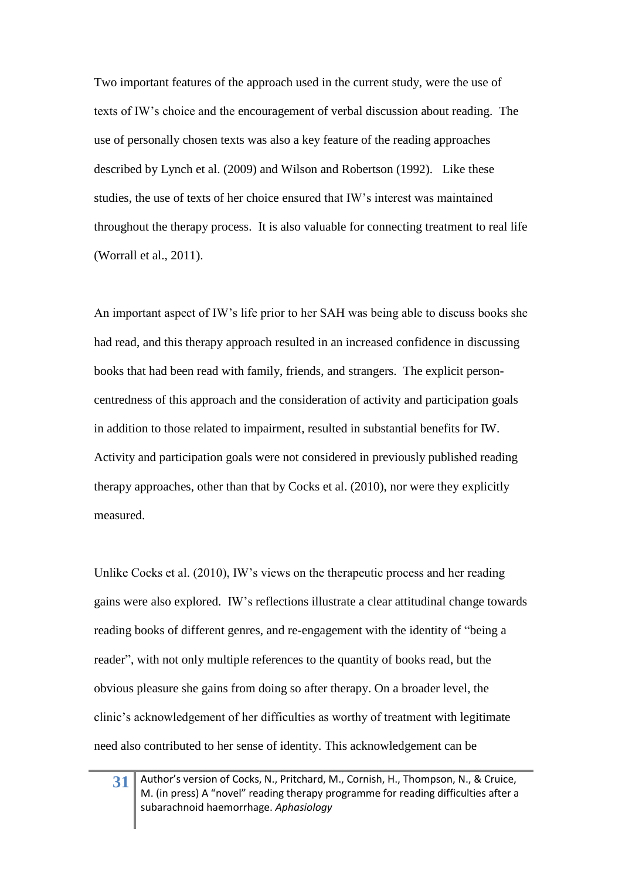Two important features of the approach used in the current study, were the use of texts of IW's choice and the encouragement of verbal discussion about reading. The use of personally chosen texts was also a key feature of the reading approaches described by Lynch et al. (2009) and Wilson and Robertson (1992). Like these studies, the use of texts of her choice ensured that IW's interest was maintained throughout the therapy process. It is also valuable for connecting treatment to real life (Worrall et al., 2011).

An important aspect of IW's life prior to her SAH was being able to discuss books she had read, and this therapy approach resulted in an increased confidence in discussing books that had been read with family, friends, and strangers. The explicit person-centredness of this approach and the consideration of activity and participation goals in addition to those related to impairment, resulted in substantial benefits for IW. Activity and participation goals were not considered in previously published reading therapy approaches, other than that by Cocks et al. (2010), nor were they explicitly measured.

Unlike Cocks et al. (2010), IW's views on the therapeutic process and her reading gains were also explored. IW's reflections illustrate a clear attitudinal change towards reading books of different genres, and re-engagement with the identity of "being a reader", with not only multiple references to the quantity of books read, but the obvious pleasure she gains from doing so after therapy. On a broader level, the clinic's acknowledgement of her difficulties as worthy of treatment with legitimate need also contributed to her sense of identity. This acknowledgement can be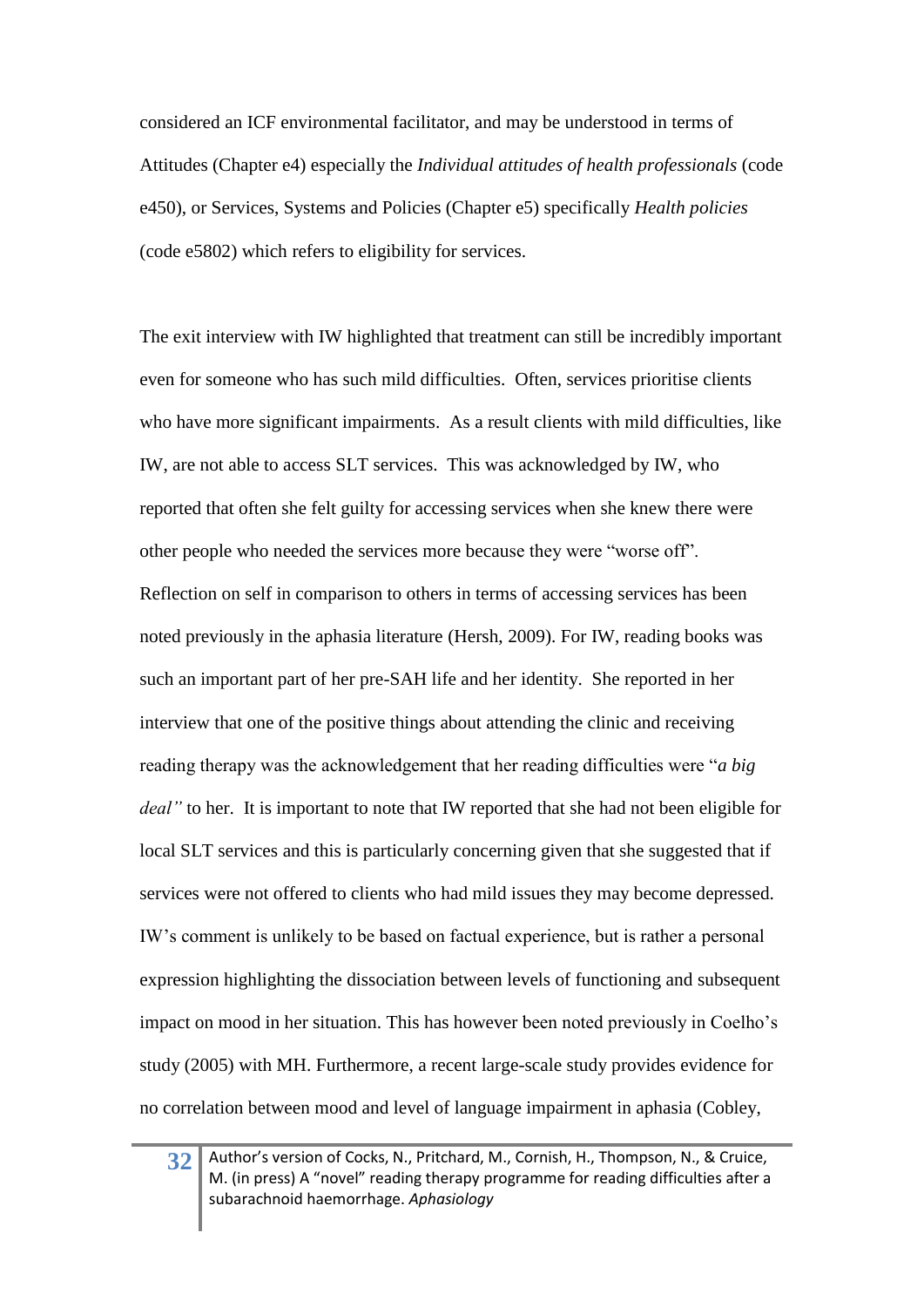considered an ICF environmental facilitator, and may be understood in terms of Attitudes (Chapter e4) especially the *Individual attitudes of health professionals* (code e450), or Services, Systems and Policies (Chapter e5) specifically *Health policies* (code e5802) which refers to eligibility for services.

The exit interview with IW highlighted that treatment can still be incredibly important even for someone who has such mild difficulties. Often, services prioritise clients who have more significant impairments. As a result clients with mild difficulties, like IW, are not able to access SLT services. This was acknowledged by IW, who reported that often she felt guilty for accessing services when she knew there were other people who needed the services more because they were "worse off". Reflection on self in comparison to others in terms of accessing services has been noted previously in the aphasia literature (Hersh, 2009). For IW, reading books was such an important part of her pre-SAH life and her identity. She reported in her interview that one of the positive things about attending the clinic and receiving reading therapy was the acknowledgement that her reading difficulties were "*a big deal"* to her. It is important to note that IW reported that she had not been eligible for local SLT services and this is particularly concerning given that she suggested that if services were not offered to clients who had mild issues they may become depressed. IW's comment is unlikely to be based on factual experience, but is rather a personal expression highlighting the dissociation between levels of functioning and subsequent impact on mood in her situation. This has however been noted previously in Coelho's study (2005) with MH. Furthermore, a recent large-scale study provides evidence for no correlation between mood and level of language impairment in aphasia (Cobley,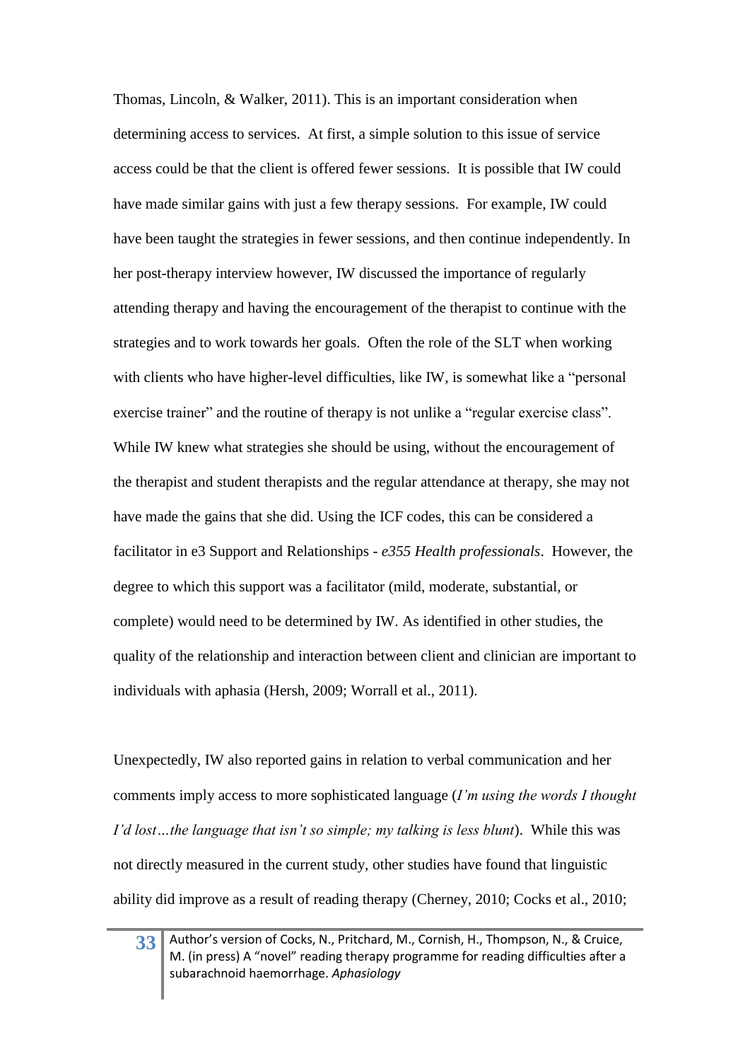Thomas, Lincoln, & Walker, 2011). This is an important consideration when determining access to services. At first, a simple solution to this issue of service access could be that the client is offered fewer sessions. It is possible that IW could have made similar gains with just a few therapy sessions. For example, IW could have been taught the strategies in fewer sessions, and then continue independently. In her post-therapy interview however, IW discussed the importance of regularly attending therapy and having the encouragement of the therapist to continue with the strategies and to work towards her goals. Often the role of the SLT when working with clients who have higher-level difficulties, like IW, is somewhat like a "personal exercise trainer" and the routine of therapy is not unlike a "regular exercise class". While IW knew what strategies she should be using, without the encouragement of the therapist and student therapists and the regular attendance at therapy, she may not have made the gains that she did. Using the ICF codes, this can be considered a facilitator in e3 Support and Relationships - *e355 Health professionals*. However, the degree to which this support was a facilitator (mild, moderate, substantial, or complete) would need to be determined by IW. As identified in other studies, the quality of the relationship and interaction between client and clinician are important to individuals with aphasia (Hersh, 2009; Worrall et al., 2011).

Unexpectedly, IW also reported gains in relation to verbal communication and her comments imply access to more sophisticated language (*I'm using the words I thought I'd lost…the language that isn't so simple; my talking is less blunt*). While this was not directly measured in the current study, other studies have found that linguistic ability did improve as a result of reading therapy (Cherney, 2010; Cocks et al., 2010;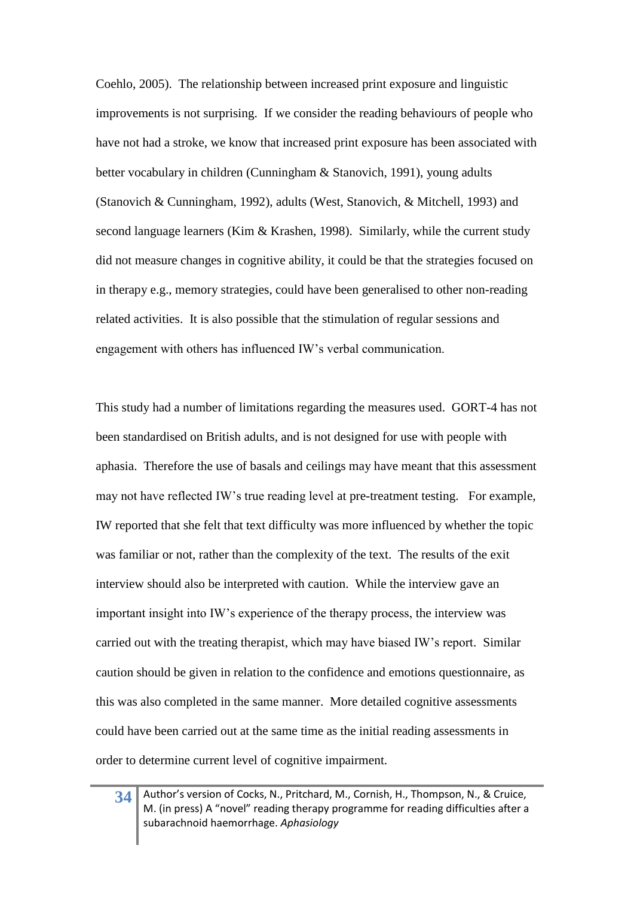Coehlo, 2005). The relationship between increased print exposure and linguistic improvements is not surprising. If we consider the reading behaviours of people who have not had a stroke, we know that increased print exposure has been associated with better vocabulary in children (Cunningham & Stanovich, 1991), young adults (Stanovich & Cunningham, 1992), adults (West, Stanovich, & Mitchell, 1993) and second language learners (Kim & Krashen, 1998). Similarly, while the current study did not measure changes in cognitive ability, it could be that the strategies focused on in therapy e.g., memory strategies, could have been generalised to other non-reading related activities. It is also possible that the stimulation of regular sessions and engagement with others has influenced IW's verbal communication.

This study had a number of limitations regarding the measures used. GORT-4 has not been standardised on British adults, and is not designed for use with people with aphasia. Therefore the use of basals and ceilings may have meant that this assessment may not have reflected IW's true reading level at pre-treatment testing. For example, IW reported that she felt that text difficulty was more influenced by whether the topic was familiar or not, rather than the complexity of the text. The results of the exit interview should also be interpreted with caution. While the interview gave an important insight into IW's experience of the therapy process, the interview was carried out with the treating therapist, which may have biased IW's report. Similar caution should be given in relation to the confidence and emotions questionnaire, as this was also completed in the same manner. More detailed cognitive assessments could have been carried out at the same time as the initial reading assessments in order to determine current level of cognitive impairment.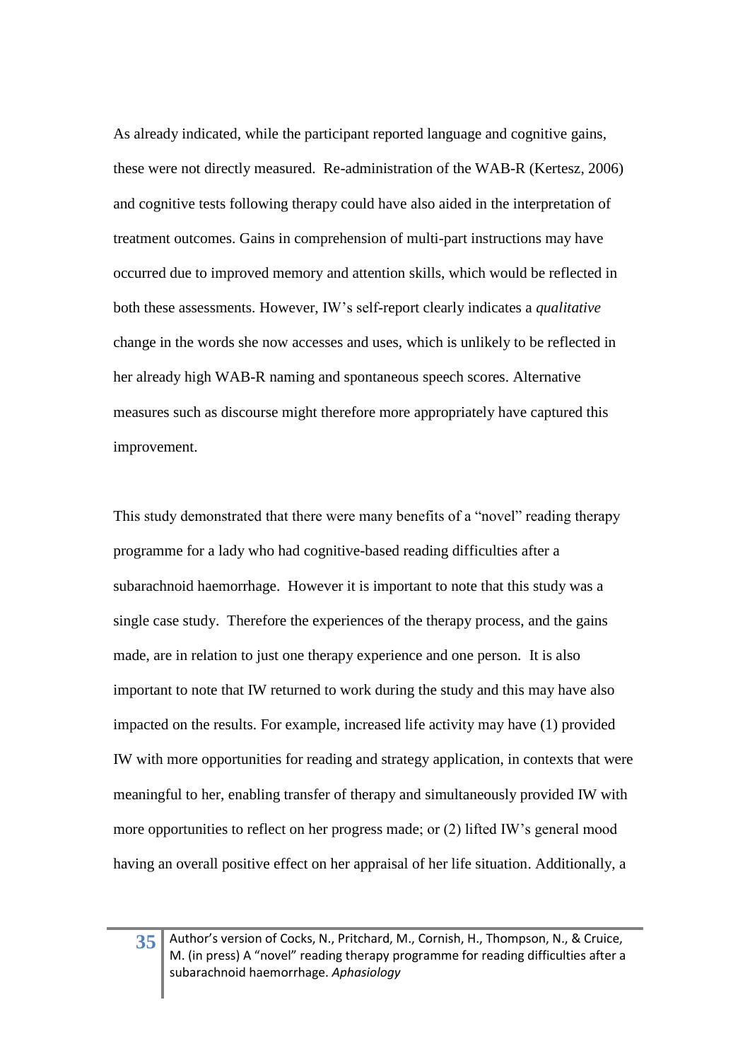As already indicated, while the participant reported language and cognitive gains, these were not directly measured. Re-administration of the WAB-R (Kertesz, 2006) and cognitive tests following therapy could have also aided in the interpretation of treatment outcomes. Gains in comprehension of multi-part instructions may have occurred due to improved memory and attention skills, which would be reflected in both these assessments. However, IW's self-report clearly indicates a *qualitative* change in the words she now accesses and uses, which is unlikely to be reflected in her already high WAB-R naming and spontaneous speech scores. Alternative measures such as discourse might therefore more appropriately have captured this improvement.

This study demonstrated that there were many benefits of a "novel" reading therapy programme for a lady who had cognitive-based reading difficulties after a subarachnoid haemorrhage. However it is important to note that this study was a single case study. Therefore the experiences of the therapy process, and the gains made, are in relation to just one therapy experience and one person. It is also important to note that IW returned to work during the study and this may have also impacted on the results. For example, increased life activity may have (1) provided IW with more opportunities for reading and strategy application, in contexts that were meaningful to her, enabling transfer of therapy and simultaneously provided IW with more opportunities to reflect on her progress made; or (2) lifted IW's general mood having an overall positive effect on her appraisal of her life situation. Additionally, a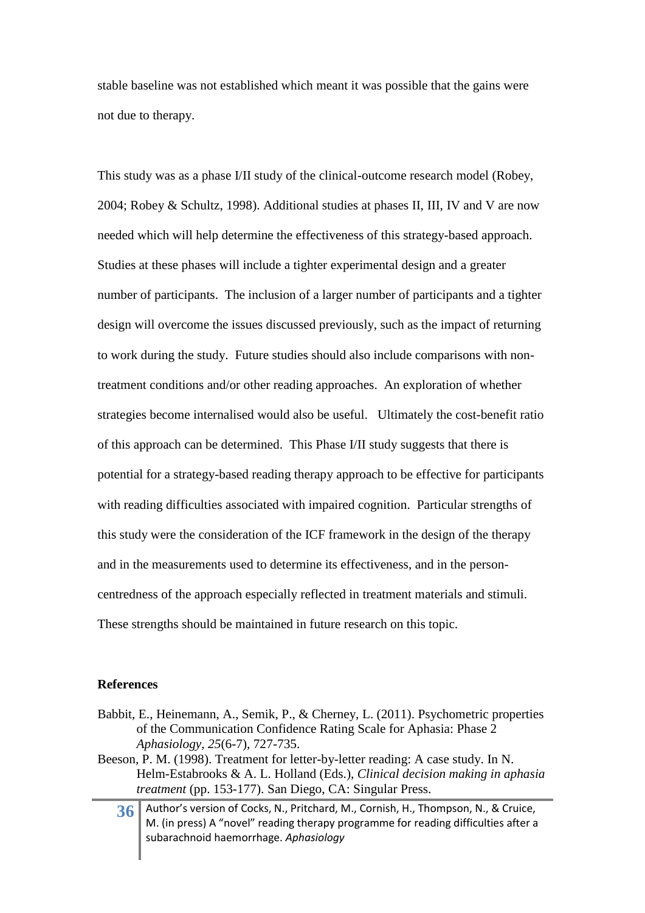stable baseline was not established which meant it was possible that the gains were not due to therapy.

This study was as a phase I/II study of the clinical-outcome research model (Robey, 2004; Robey & Schultz, 1998). Additional studies at phases II, III, IV and V are now needed which will help determine the effectiveness of this strategy-based approach. Studies at these phases will include a tighter experimental design and a greater number of participants. The inclusion of a larger number of participants and a tighter design will overcome the issues discussed previously, such as the impact of returning to work during the study. Future studies should also include comparisons with non-treatment conditions and/or other reading approaches. An exploration of whether strategies become internalised would also be useful. Ultimately the cost-benefit ratio of this approach can be determined. This Phase I/II study suggests that there is potential for a strategy-based reading therapy approach to be effective for participants with reading difficulties associated with impaired cognition. Particular strengths of this study were the consideration of the ICF framework in the design of the therapy and in the measurements used to determine its effectiveness, and in the person-centredness of the approach especially reflected in treatment materials and stimuli. These strengths should be maintained in future research on this topic.

**References**

Babbit, E., Heinemann, A., Semik, P., & Cherney, L. (2011). Psychometric properties of the Communication Confidence Rating Scale for Aphasia: Phase 2 *Aphasiology*, *25*(6-7), 727-735.

Beeson, P. M. (1998). Treatment for letter-by-letter reading: A case study. In N. Helm-Estabrooks & A. L. Holland (Eds.), *Clinical decision making in aphasia treatment* (pp. 153-177). San Diego, CA: Singular Press.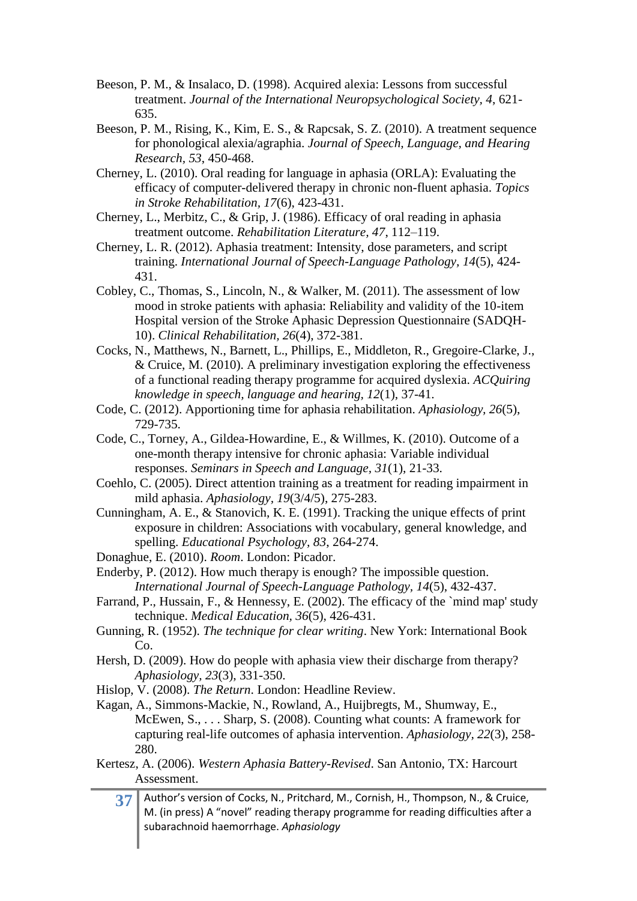Beeson, P. M., & Insalaco, D. (1998). Acquired alexia: Lessons from successful treatment. *Journal of the International Neuropsychological Society, 4*, 621-635.

Beeson, P. M., Rising, K., Kim, E. S., & Rapcsak, S. Z. (2010). A treatment sequence for phonological alexia/agraphia. *Journal of Speech, Language, and Hearing Research*, *53*, 450-468.

Cherney, L. (2010). Oral reading for language in aphasia (ORLA): Evaluating the efficacy of computer-delivered therapy in chronic non-fluent aphasia. *Topics in Stroke Rehabilitation*, *17*(6), 423-431.

Cherney, L., Merbitz, C., & Grip, J. (1986). Efficacy of oral reading in aphasia treatment outcome. *Rehabilitation Literature, 47*, 112–119.

Cherney, L. R. (2012). Aphasia treatment: Intensity, dose parameters, and script training. *International Journal of Speech-Language Pathology, 14*(5), 424-431.

Cobley, C., Thomas, S., Lincoln, N., & Walker, M. (2011). The assessment of low mood in stroke patients with aphasia: Reliability and validity of the 10-item Hospital version of the Stroke Aphasic Depression Questionnaire (SADQH-10). *Clinical Rehabilitation, 26*(4), 372-381.

Cocks, N., Matthews, N., Barnett, L., Phillips, E., Middleton, R., Gregoire-Clarke, J., & Cruice, M. (2010). A preliminary investigation exploring the effectiveness of a functional reading therapy programme for acquired dyslexia. *ACQuiring knowledge in speech, language and hearing, 12*(1), 37-41.

Code, C. (2012). Apportioning time for aphasia rehabilitation. *Aphasiology, 26*(5), 729-735.

Code, C., Torney, A., Gildea-Howardine, E., & Willmes, K. (2010). Outcome of a one-month therapy intensive for chronic aphasia: Variable individual responses. *Seminars in Speech and Language, 31*(1), 21-33.

Coehlo, C. (2005). Direct attention training as a treatment for reading impairment in mild aphasia. *Aphasiology*, *19*(3/4/5), 275-283.

Cunningham, A. E., & Stanovich, K. E. (1991). Tracking the unique effects of print exposure in children: Associations with vocabulary, general knowledge, and spelling. *Educational Psychology, 83*, 264-274.

Donaghue, E. (2010). *Room*. London: Picador.

Enderby, P. (2012). How much therapy is enough? The impossible question. *International Journal of Speech-Language Pathology, 14*(5), 432-437.

Farrand, P., Hussain, F., & Hennessy, E. (2002). The efficacy of the `mind map' study technique. *Medical Education, 36*(5), 426-431.

Gunning, R. (1952). *The technique for clear writing*. New York: International Book Co.

Hersh, D. (2009). How do people with aphasia view their discharge from therapy? *Aphasiology, 23*(3), 331-350.

Hislop, V. (2008). *The Return*. London: Headline Review.

Kagan, A., Simmons-Mackie, N., Rowland, A., Huijbregts, M., Shumway, E., McEwen, S., . . . Sharp, S. (2008). Counting what counts: A framework for capturing real-life outcomes of aphasia intervention. *Aphasiology, 22*(3), 258-280.

Kertesz, A. (2006). *Western Aphasia Battery-Revised*. San Antonio, TX: Harcourt Assessment.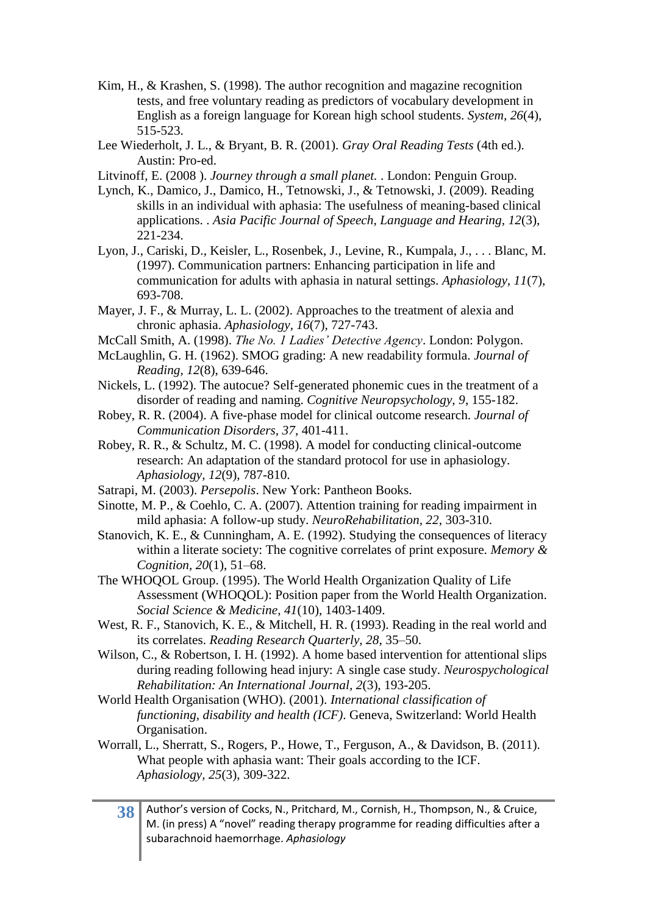Kim, H., & Krashen, S. (1998). The author recognition and magazine recognition tests, and free voluntary reading as predictors of vocabulary development in English as a foreign language for Korean high school students. *System*, *26*(4), 515-523.

Lee Wiederholt, J. L., & Bryant, B. R. (2001). *Gray Oral Reading Tests* (4th ed.). Austin: Pro-ed.

Litvinoff, E. (2008 ). *Journey through a small planet.* . London: Penguin Group.

Lynch, K., Damico, J., Damico, H., Tetnowski, J., & Tetnowski, J. (2009). Reading skills in an individual with aphasia: The usefulness of meaning-based clinical applications. . *Asia Pacific Journal of Speech, Language and Hearing*, *12*(3), 221-234.

Lyon, J., Cariski, D., Keisler, L., Rosenbek, J., Levine, R., Kumpala, J., . . . Blanc, M. (1997). Communication partners: Enhancing participation in life and communication for adults with aphasia in natural settings. *Aphasiology, 11*(7), 693-708.

Mayer, J. F., & Murray, L. L. (2002). Approaches to the treatment of alexia and chronic aphasia. *Aphasiology, 16*(7), 727-743.

McCall Smith, A. (1998). *The No. 1 Ladies' Detective Agency*. London: Polygon.

McLaughlin, G. H. (1962). SMOG grading: A new readability formula. *Journal of Reading*, *12*(8), 639-646.

Nickels, L. (1992). The autocue? Self-generated phonemic cues in the treatment of a disorder of reading and naming. *Cognitive Neuropsychology, 9*, 155-182.

Robey, R. R. (2004). A five-phase model for clinical outcome research. *Journal of Communication Disorders, 37*, 401-411.

Robey, R. R., & Schultz, M. C. (1998). A model for conducting clinical-outcome research: An adaptation of the standard protocol for use in aphasiology. *Aphasiology, 12*(9), 787-810.

Satrapi, M. (2003). *Persepolis*. New York: Pantheon Books.

Sinotte, M. P., & Coehlo, C. A. (2007). Attention training for reading impairment in mild aphasia: A follow-up study. *NeuroRehabilitation, 22*, 303-310.

Stanovich, K. E., & Cunningham, A. E. (1992). Studying the consequences of literacy within a literate society: The cognitive correlates of print exposure. *Memory & Cognition*, *20*(1), 51–68.

The WHOQOL Group. (1995). The World Health Organization Quality of Life Assessment (WHOQOL): Position paper from the World Health Organization. *Social Science & Medicine, 41*(10), 1403-1409.

West, R. F., Stanovich, K. E., & Mitchell, H. R. (1993). Reading in the real world and its correlates. *Reading Research Quarterly, 28*, 35–50.

Wilson, C., & Robertson, I. H. (1992). A home based intervention for attentional slips during reading following head injury: A single case study. *Neurospychological Rehabilitation: An International Journal*, *2*(3), 193-205.

World Health Organisation (WHO). (2001). *International classification of functioning, disability and health (ICF)*. Geneva, Switzerland: World Health Organisation.

Worrall, L., Sherratt, S., Rogers, P., Howe, T., Ferguson, A., & Davidson, B. (2011). What people with aphasia want: Their goals according to the ICF. *Aphasiology, 25*(3), 309-322.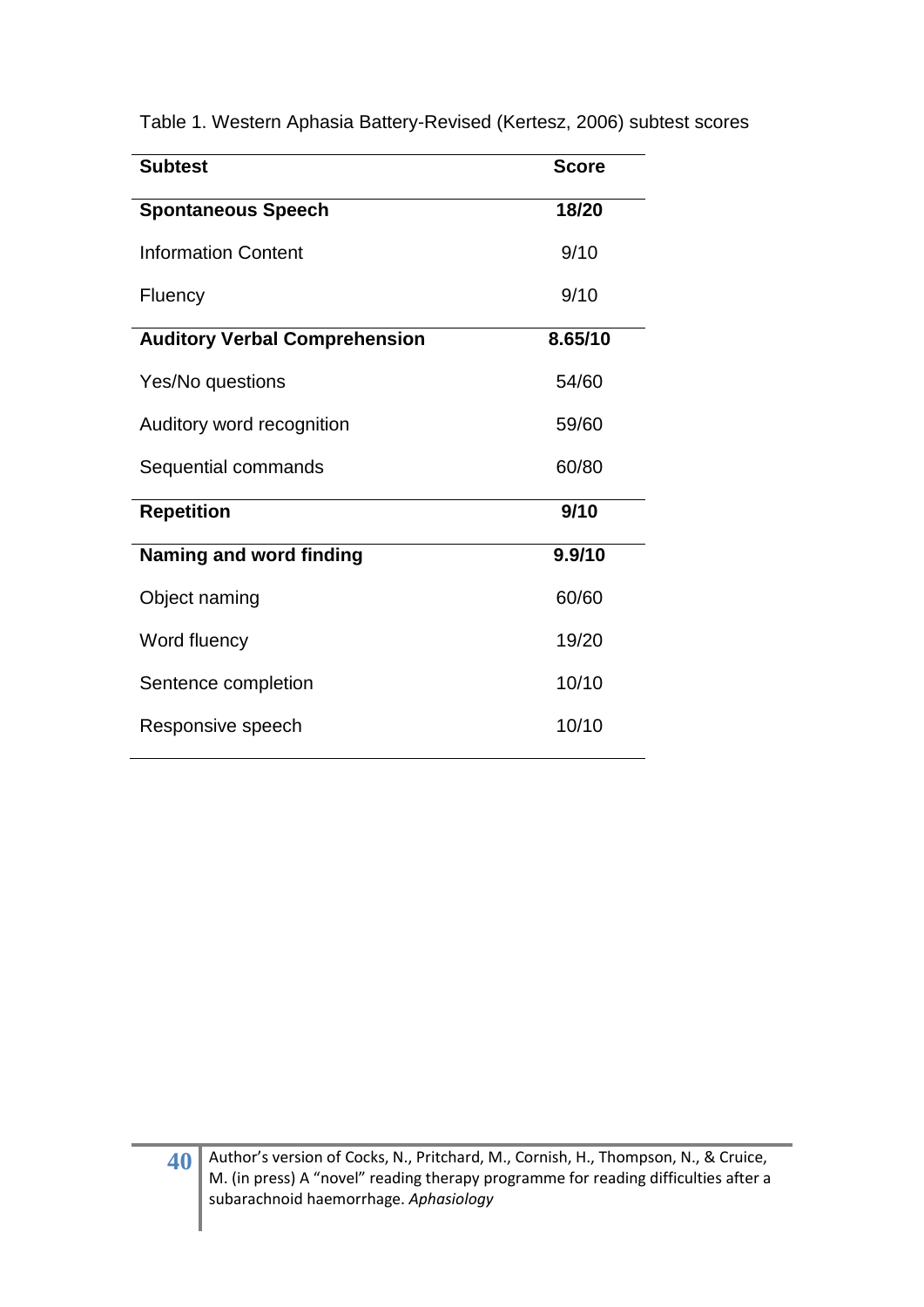Table 1. Western Aphasia Battery-Revised (Kertesz, 2006) subtest scores

| Subtest | Score |
|---|---|
| **Spontaneous Speech** | **18/20** |
| Information Content | 9/10 |
| Fluency | 9/10 |
| **Auditory Verbal Comprehension** | **8.65/10** |
| Yes/No questions | 54/60 |
| Auditory word recognition | 59/60 |
| Sequential commands | 60/80 |
| **Repetition** | **9/10** |
| **Naming and word finding** | **9.9/10** |
| Object naming | 60/60 |
| Word fluency | 19/20 |
| Sentence completion | 10/10 |
| Responsive speech | 10/10 |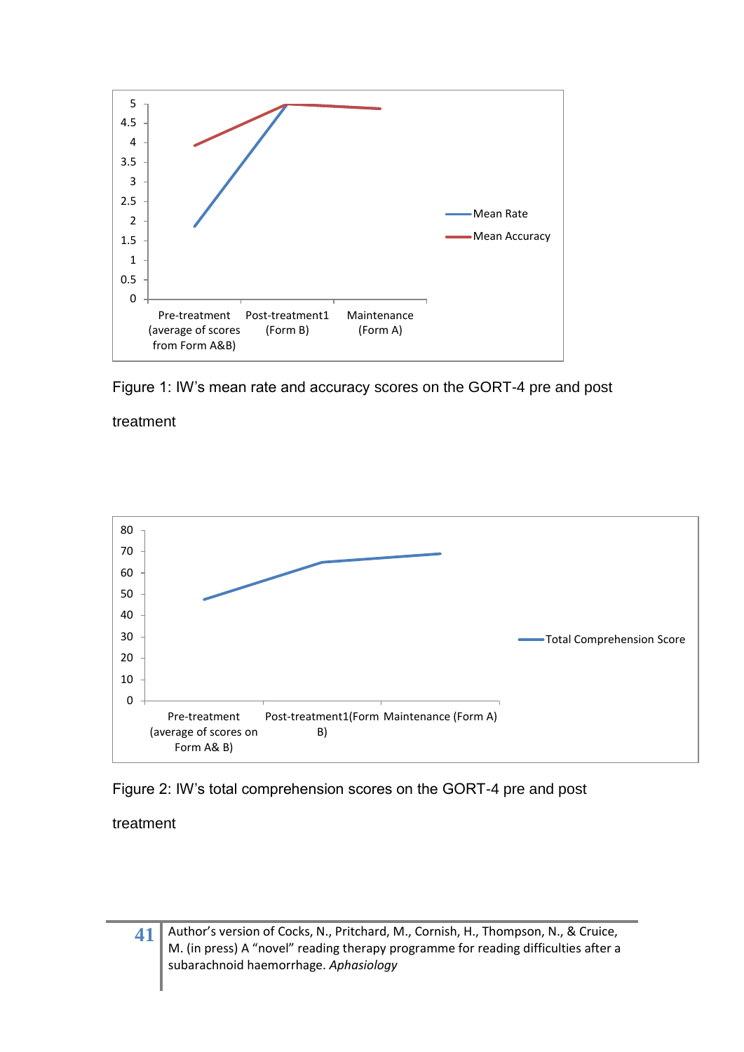Figure 1: IW's mean rate and accuracy scores on the GORT-4 pre and post treatment

Figure 2: IW's total comprehension scores on the GORT-4 pre and post treatment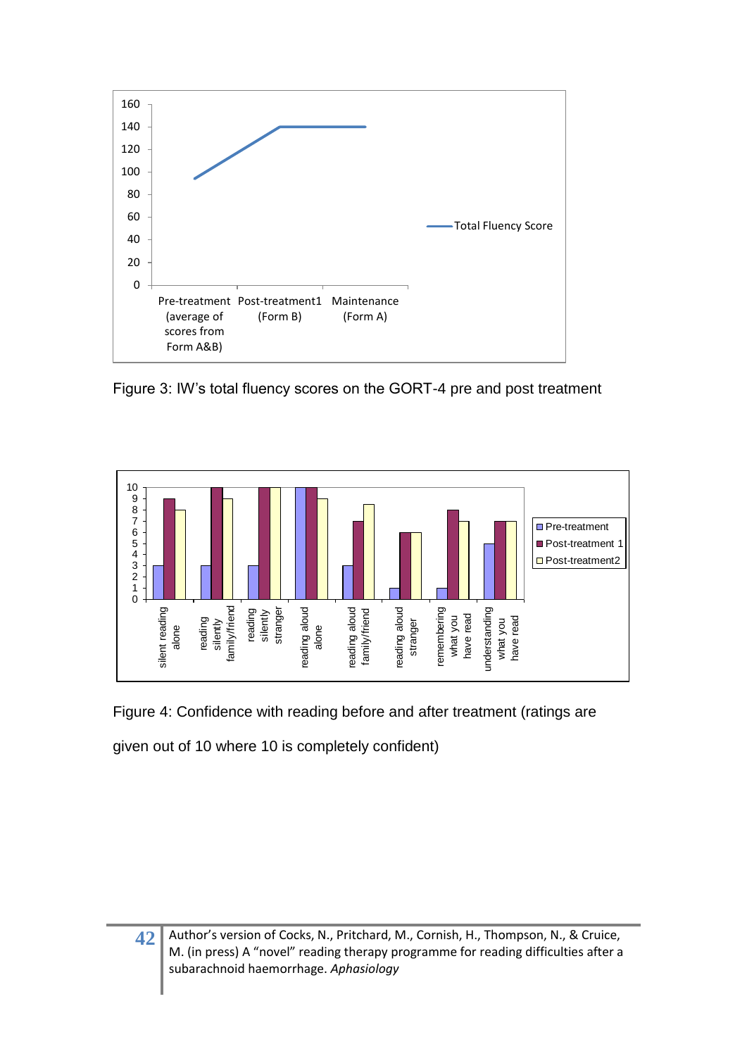Figure 3: IW's total fluency scores on the GORT-4 pre and post treatment

Figure 4: Confidence with reading before and after treatment (ratings are given out of 10 where 10 is completely confident)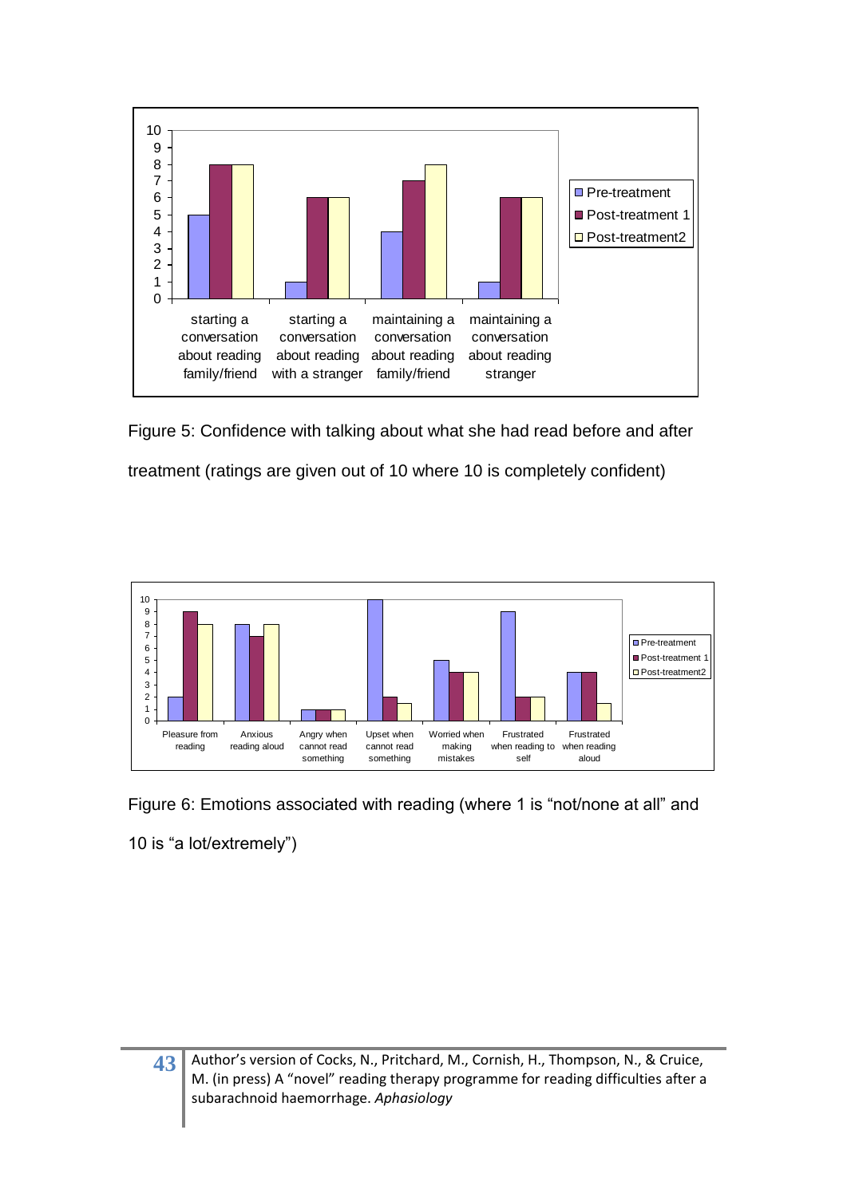Figure 5: Confidence with talking about what she had read before and after treatment (ratings are given out of 10 where 10 is completely confident)

Figure 6: Emotions associated with reading (where 1 is "not/none at all" and 10 is "a lot/extremely")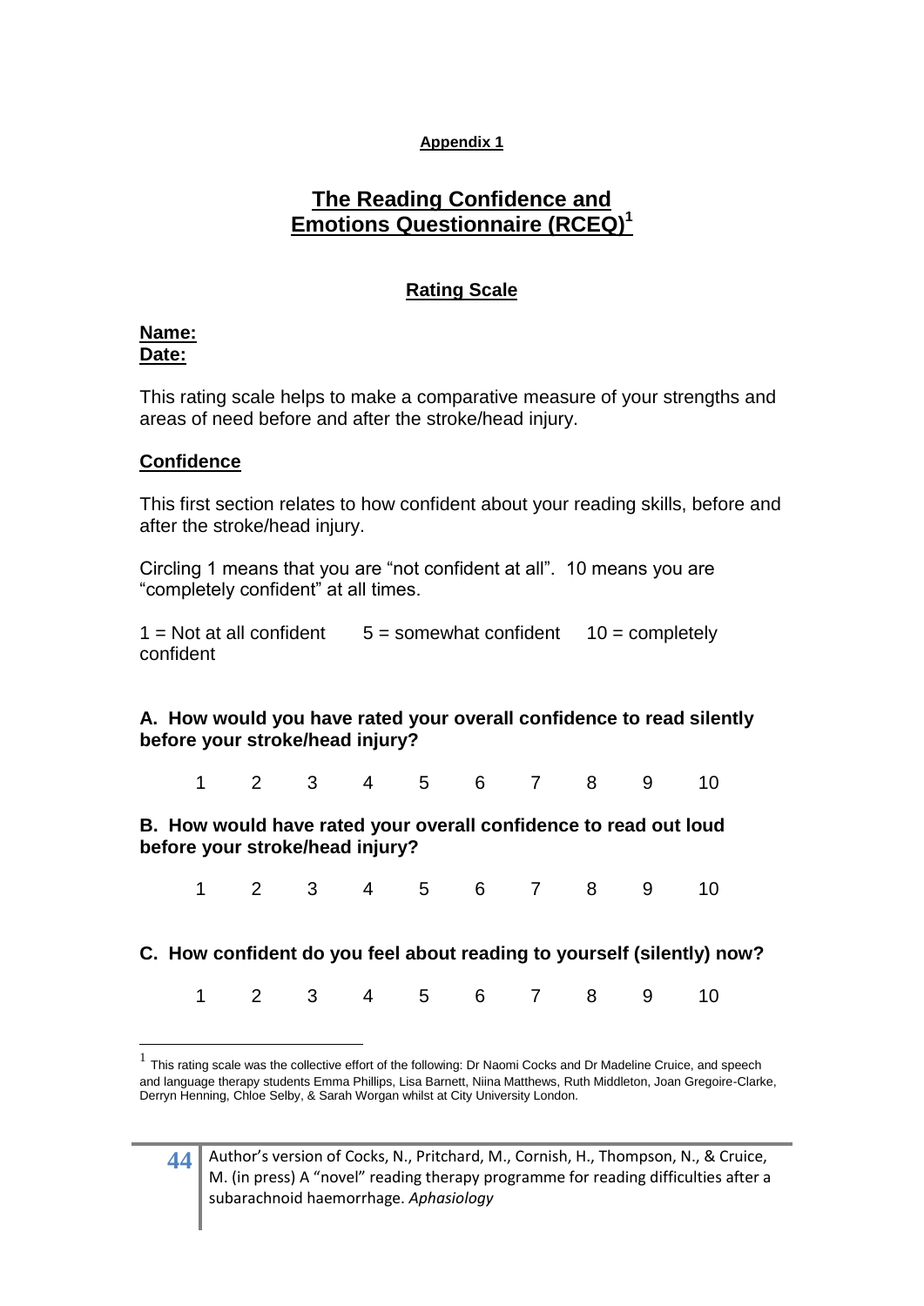**Appendix 1**

# The Reading Confidence and Emotions Questionnaire (RCEQ)[1]

## Rating Scale

**Name:**
**Date:**

This rating scale helps to make a comparative measure of your strengths and areas of need before and after the stroke/head injury.

**Confidence**

This first section relates to how confident about your reading skills, before and after the stroke/head injury.

Circling 1 means that you are "not confident at all". 10 means you are "completely confident" at all times.

1 = Not at all confident      5 = somewhat confident      10 = completely confident

**A. How would you have rated your overall confidence to read silently before your stroke/head injury?**

1      2      3      4      5      6      7      8      9      10

**B. How would have rated your overall confidence to read out loud before your stroke/head injury?**

1      2      3      4      5      6      7      8      9      10

**C. How confident do you feel about reading to yourself (silently) now?**

1      2      3      4      5      6      7      8      9      10

[1] This rating scale was the collective effort of the following: Dr Naomi Cocks and Dr Madeline Cruice, and speech and language therapy students Emma Phillips, Lisa Barnett, Niina Matthews, Ruth Middleton, Joan Gregoire-Clarke, Derryn Henning, Chloe Selby, & Sarah Worgan whilst at City University London.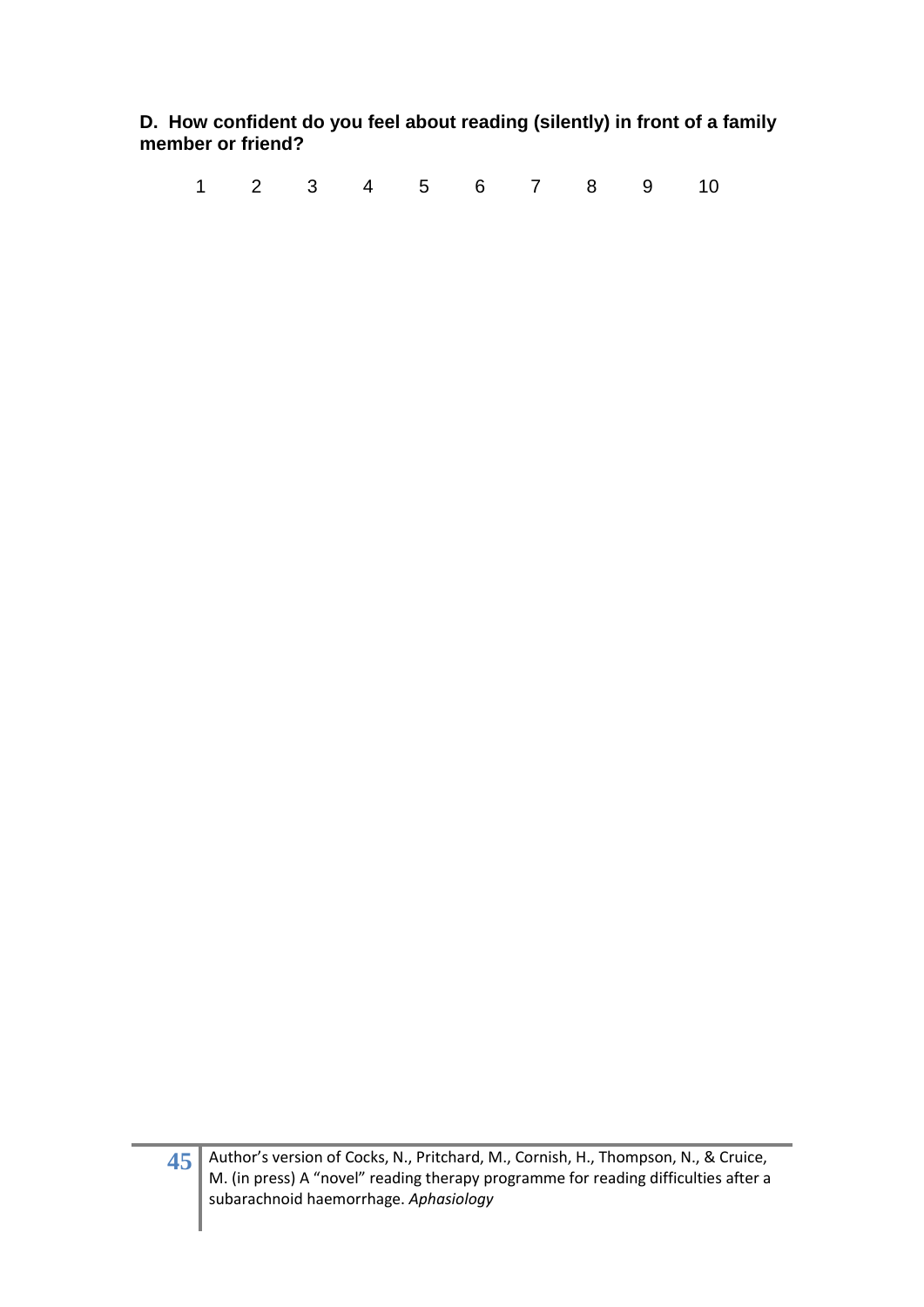**D. How confident do you feel about reading (silently) in front of a family member or friend?**

1 2 3 4 5 6 7 8 9 10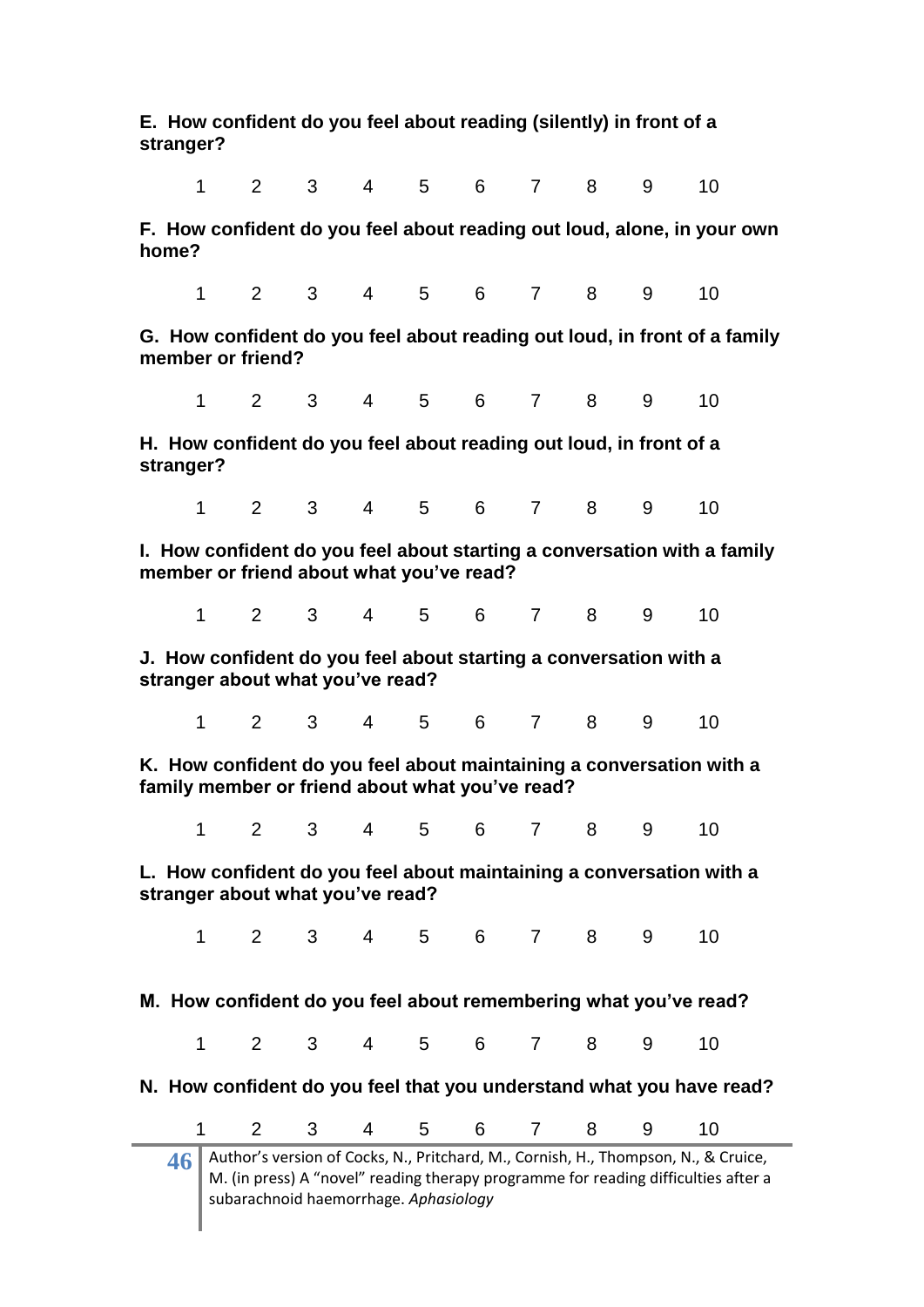**E. How confident do you feel about reading (silently) in front of a stranger?**

1 2 3 4 5 6 7 8 9 10

**F. How confident do you feel about reading out loud, alone, in your own home?**

1 2 3 4 5 6 7 8 9 10

**G. How confident do you feel about reading out loud, in front of a family member or friend?**

1 2 3 4 5 6 7 8 9 10

**H. How confident do you feel about reading out loud, in front of a stranger?**

1 2 3 4 5 6 7 8 9 10

**I. How confident do you feel about starting a conversation with a family member or friend about what you've read?**

1 2 3 4 5 6 7 8 9 10

**J. How confident do you feel about starting a conversation with a stranger about what you've read?**

1 2 3 4 5 6 7 8 9 10

**K. How confident do you feel about maintaining a conversation with a family member or friend about what you've read?**

1 2 3 4 5 6 7 8 9 10

**L. How confident do you feel about maintaining a conversation with a stranger about what you've read?**

1 2 3 4 5 6 7 8 9 10

**M. How confident do you feel about remembering what you've read?**

1 2 3 4 5 6 7 8 9 10

**N. How confident do you feel that you understand what you have read?**

1 2 3 4 5 6 7 8 9 10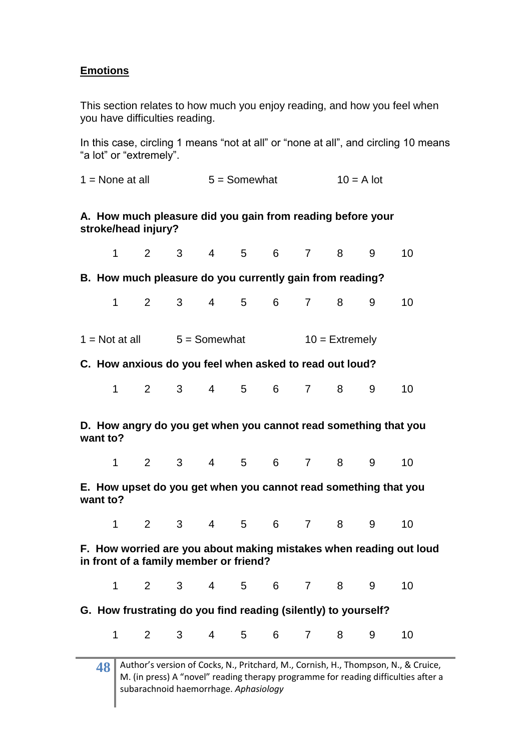## Emotions

This section relates to how much you enjoy reading, and how you feel when you have difficulties reading.

In this case, circling 1 means "not at all" or "none at all", and circling 10 means "a lot" or "extremely".

1 = None at all 5 = Somewhat 10 = A lot

**A. How much pleasure did you gain from reading before your stroke/head injury?**

1 2 3 4 5 6 7 8 9 10

**B. How much pleasure do you currently gain from reading?**

1 2 3 4 5 6 7 8 9 10

1 = Not at all 5 = Somewhat 10 = Extremely

**C. How anxious do you feel when asked to read out loud?**

1 2 3 4 5 6 7 8 9 10

**D. How angry do you get when you cannot read something that you want to?**

1 2 3 4 5 6 7 8 9 10

**E. How upset do you get when you cannot read something that you want to?**

1 2 3 4 5 6 7 8 9 10

**F. How worried are you about making mistakes when reading out loud in front of a family member or friend?**

1 2 3 4 5 6 7 8 9 10

**G. How frustrating do you find reading (silently) to yourself?**

1 2 3 4 5 6 7 8 9 10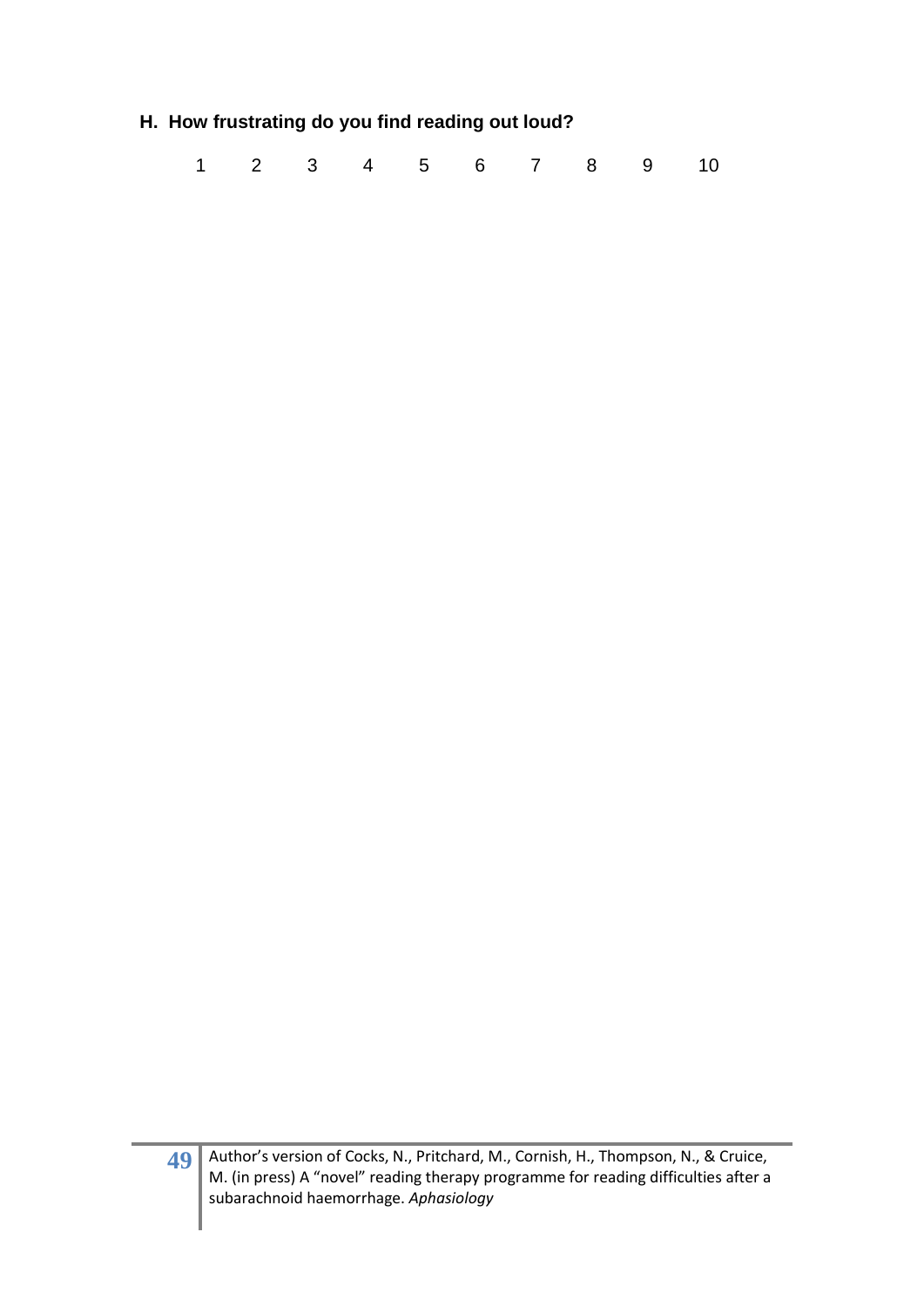**H. How frustrating do you find reading out loud?**

1 2 3 4 5 6 7 8 9 10